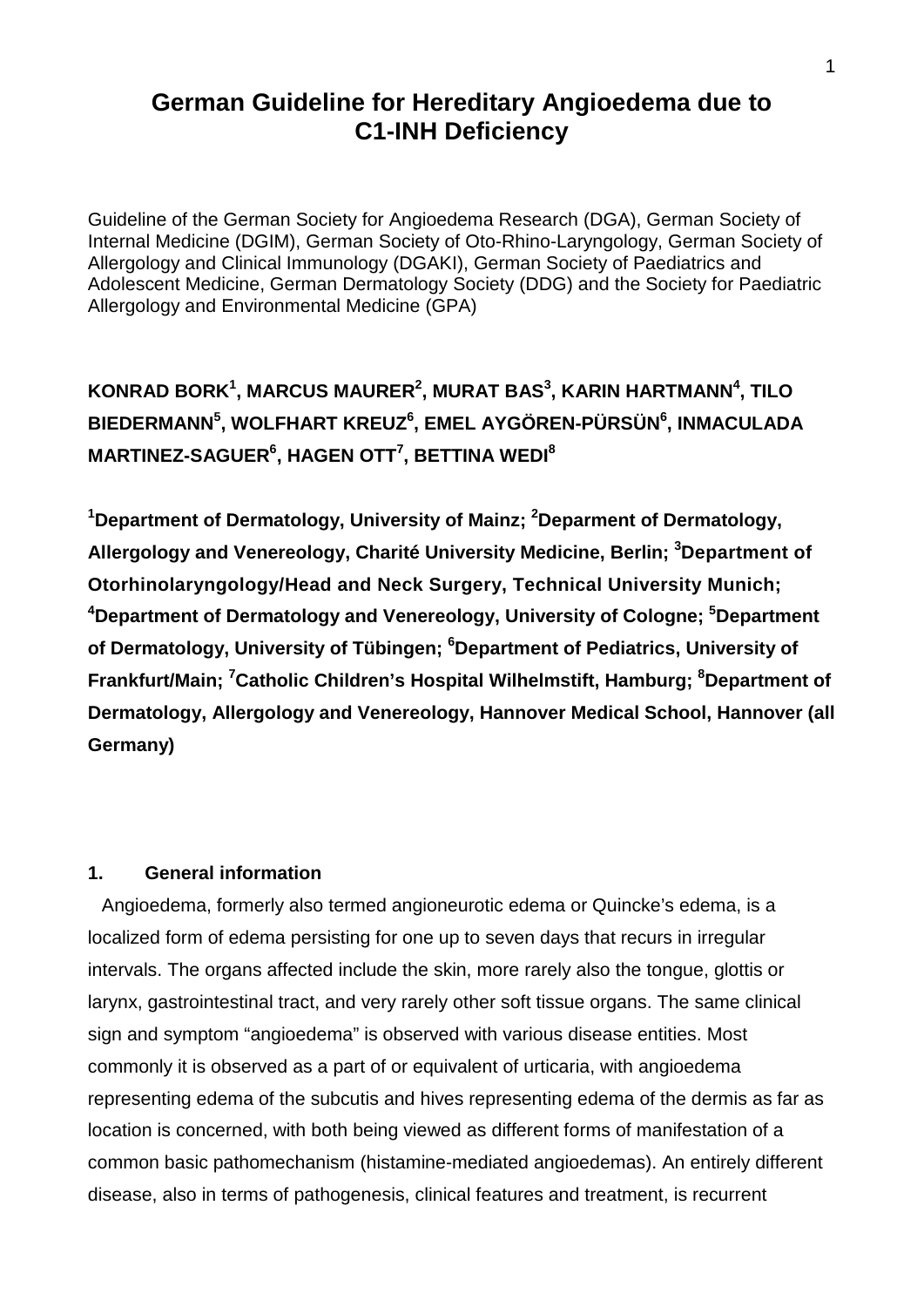# German Guideline for Hereditary Angioedema due to C1-INH Deficiency

Guideline of the German Society for Angioedema Research (DGA), German Society of Internal Medicine (DGIM), German Society of Oto-Rhino-Laryngology, German Society of Allergology and Clinical Immunology (DGAKI), German Society of Paediatrics and Adolescent Medicine, German Dermatology Society (DDG) and the Society for Paediatric Allergology and Environmental Medicine (GPA)

**KONRAD BORK[1], MARCUS MAURER[2], MURAT BAS[3], KARIN HARTMANN[4], TILO BIEDERMANN[5], WOLFHART KREUZ[6], EMEL AYGÖREN-PÜRSÜN[6], INMACULADA MARTINEZ-SAGUER[6], HAGEN OTT[7], BETTINA WEDI[8]**

**[1]Department of Dermatology, University of Mainz; [2]Deparment of Dermatology, Allergology and Venereology, Charité University Medicine, Berlin; [3]Department of Otorhinolaryngology/Head and Neck Surgery, Technical University Munich; [4]Department of Dermatology and Venereology, University of Cologne; [5]Department of Dermatology, University of Tübingen; [6]Department of Pediatrics, University of Frankfurt/Main; [7]Catholic Children's Hospital Wilhelmstift, Hamburg; [8]Department of Dermatology, Allergology and Venereology, Hannover Medical School, Hannover (all Germany)**

## 1. General information

Angioedema, formerly also termed angioneurotic edema or Quincke's edema, is a localized form of edema persisting for one up to seven days that recurs in irregular intervals. The organs affected include the skin, more rarely also the tongue, glottis or larynx, gastrointestinal tract, and very rarely other soft tissue organs. The same clinical sign and symptom "angioedema" is observed with various disease entities. Most commonly it is observed as a part of or equivalent of urticaria, with angioedema representing edema of the subcutis and hives representing edema of the dermis as far as location is concerned, with both being viewed as different forms of manifestation of a common basic pathomechanism (histamine-mediated angioedemas). An entirely different disease, also in terms of pathogenesis, clinical features and treatment, is recurrent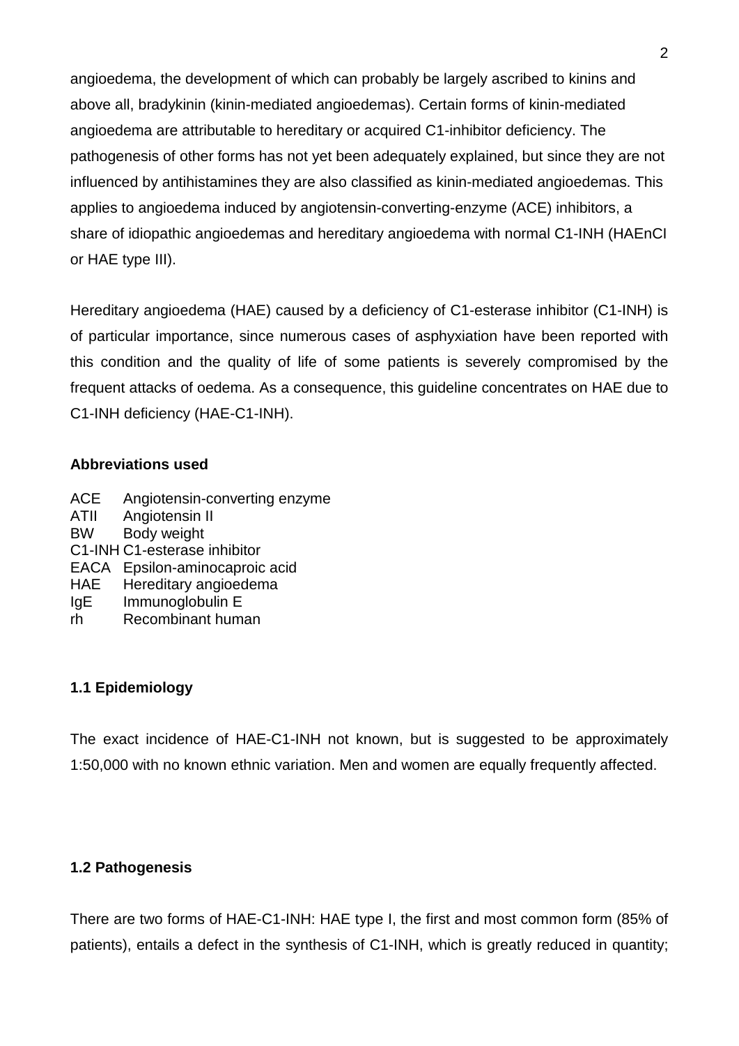angioedema, the development of which can probably be largely ascribed to kinins and above all, bradykinin (kinin-mediated angioedemas). Certain forms of kinin-mediated angioedema are attributable to hereditary or acquired C1-inhibitor deficiency. The pathogenesis of other forms has not yet been adequately explained, but since they are not influenced by antihistamines they are also classified as kinin-mediated angioedemas. This applies to angioedema induced by angiotensin-converting-enzyme (ACE) inhibitors, a share of idiopathic angioedemas and hereditary angioedema with normal C1-INH (HAEnCI or HAE type III).

Hereditary angioedema (HAE) caused by a deficiency of C1-esterase inhibitor (C1-INH) is of particular importance, since numerous cases of asphyxiation have been reported with this condition and the quality of life of some patients is severely compromised by the frequent attacks of oedema. As a consequence, this guideline concentrates on HAE due to C1-INH deficiency (HAE-C1-INH).

**Abbreviations used**

| | |
|---|---|
| ACE | Angiotensin-converting enzyme |
| ATII | Angiotensin II |
| BW | Body weight |
| C1-INH | C1-esterase inhibitor |
| EACA | Epsilon-aminocaproic acid |
| HAE | Hereditary angioedema |
| IgE | Immunoglobulin E |
| rh | Recombinant human |

### 1.1 Epidemiology

The exact incidence of HAE-C1-INH not known, but is suggested to be approximately 1:50,000 with no known ethnic variation. Men and women are equally frequently affected.

### 1.2 Pathogenesis

There are two forms of HAE-C1-INH: HAE type I, the first and most common form (85% of patients), entails a defect in the synthesis of C1-INH, which is greatly reduced in quantity;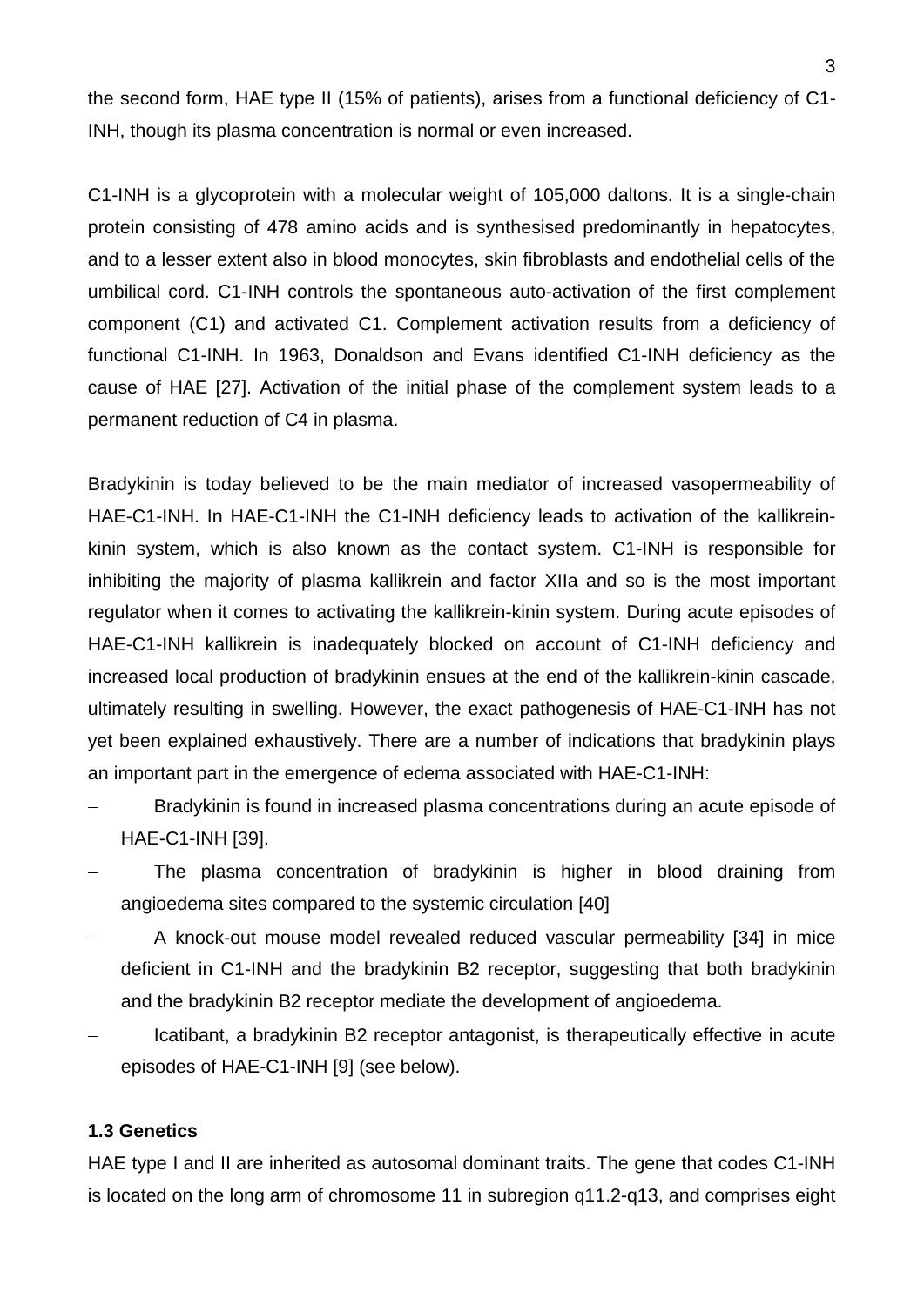the second form, HAE type II (15% of patients), arises from a functional deficiency of C1-INH, though its plasma concentration is normal or even increased.

C1-INH is a glycoprotein with a molecular weight of 105,000 daltons. It is a single-chain protein consisting of 478 amino acids and is synthesised predominantly in hepatocytes, and to a lesser extent also in blood monocytes, skin fibroblasts and endothelial cells of the umbilical cord. C1-INH controls the spontaneous auto-activation of the first complement component (C1) and activated C1. Complement activation results from a deficiency of functional C1-INH. In 1963, Donaldson and Evans identified C1-INH deficiency as the cause of HAE [27]. Activation of the initial phase of the complement system leads to a permanent reduction of C4 in plasma.

Bradykinin is today believed to be the main mediator of increased vasopermeability of HAE-C1-INH. In HAE-C1-INH the C1-INH deficiency leads to activation of the kallikrein-kinin system, which is also known as the contact system. C1-INH is responsible for inhibiting the majority of plasma kallikrein and factor XIIa and so is the most important regulator when it comes to activating the kallikrein-kinin system. During acute episodes of HAE-C1-INH kallikrein is inadequately blocked on account of C1-INH deficiency and increased local production of bradykinin ensues at the end of the kallikrein-kinin cascade, ultimately resulting in swelling. However, the exact pathogenesis of HAE-C1-INH has not yet been explained exhaustively. There are a number of indications that bradykinin plays an important part in the emergence of edema associated with HAE-C1-INH:

- Bradykinin is found in increased plasma concentrations during an acute episode of HAE-C1-INH [39].
- The plasma concentration of bradykinin is higher in blood draining from angioedema sites compared to the systemic circulation [40]
- A knock-out mouse model revealed reduced vascular permeability [34] in mice deficient in C1-INH and the bradykinin B2 receptor, suggesting that both bradykinin and the bradykinin B2 receptor mediate the development of angioedema.
- Icatibant, a bradykinin B2 receptor antagonist, is therapeutically effective in acute episodes of HAE-C1-INH [9] (see below).

### 1.3 Genetics

HAE type I and II are inherited as autosomal dominant traits. The gene that codes C1-INH is located on the long arm of chromosome 11 in subregion q11.2-q13, and comprises eight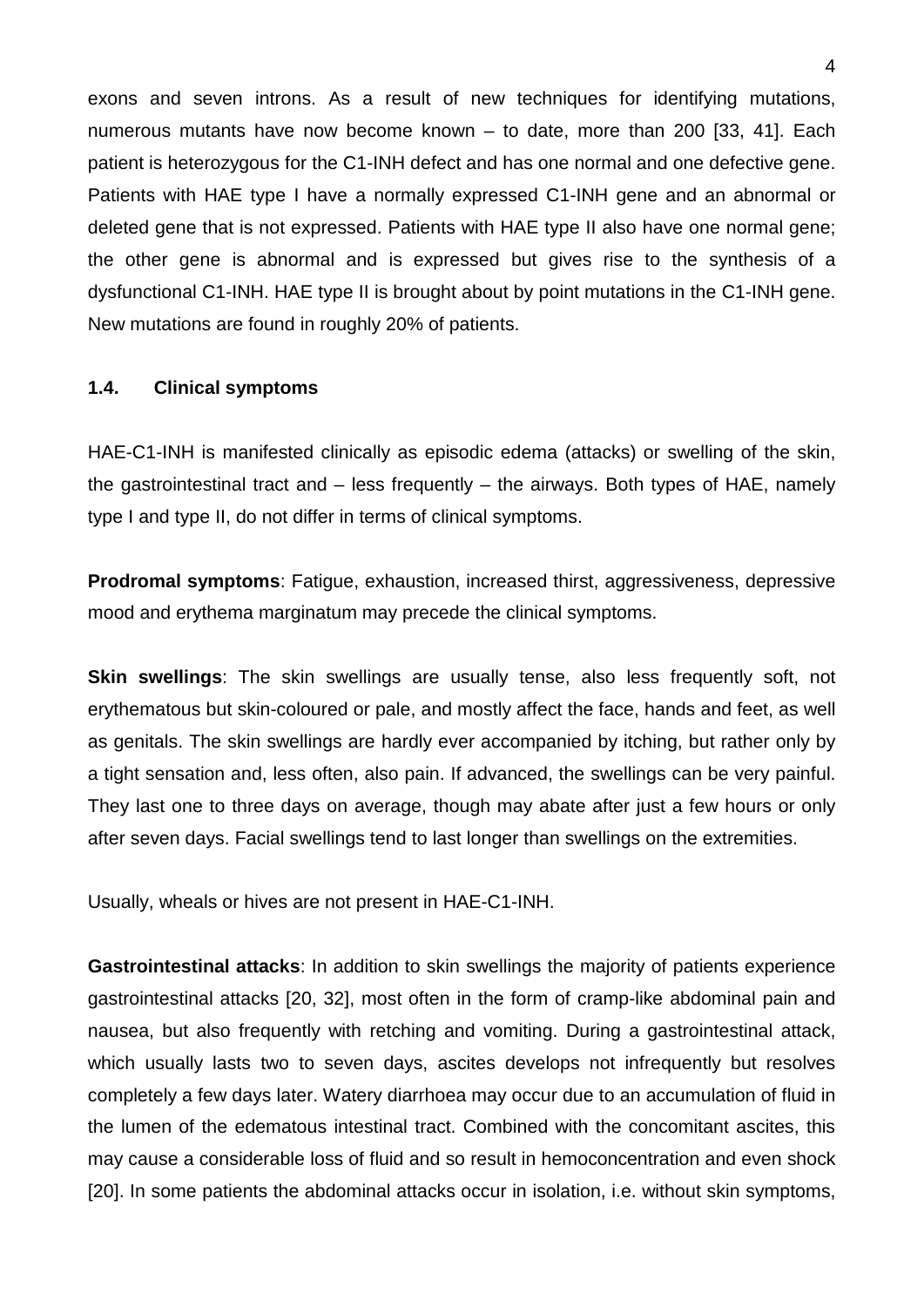exons and seven introns. As a result of new techniques for identifying mutations, numerous mutants have now become known – to date, more than 200 [33, 41]. Each patient is heterozygous for the C1-INH defect and has one normal and one defective gene. Patients with HAE type I have a normally expressed C1-INH gene and an abnormal or deleted gene that is not expressed. Patients with HAE type II also have one normal gene; the other gene is abnormal and is expressed but gives rise to the synthesis of a dysfunctional C1-INH. HAE type II is brought about by point mutations in the C1-INH gene. New mutations are found in roughly 20% of patients.

### 1.4. Clinical symptoms

HAE-C1-INH is manifested clinically as episodic edema (attacks) or swelling of the skin, the gastrointestinal tract and – less frequently – the airways. Both types of HAE, namely type I and type II, do not differ in terms of clinical symptoms.

**Prodromal symptoms**: Fatigue, exhaustion, increased thirst, aggressiveness, depressive mood and erythema marginatum may precede the clinical symptoms.

**Skin swellings**: The skin swellings are usually tense, also less frequently soft, not erythematous but skin-coloured or pale, and mostly affect the face, hands and feet, as well as genitals. The skin swellings are hardly ever accompanied by itching, but rather only by a tight sensation and, less often, also pain. If advanced, the swellings can be very painful. They last one to three days on average, though may abate after just a few hours or only after seven days. Facial swellings tend to last longer than swellings on the extremities.

Usually, wheals or hives are not present in HAE-C1-INH.

**Gastrointestinal attacks**: In addition to skin swellings the majority of patients experience gastrointestinal attacks [20, 32], most often in the form of cramp-like abdominal pain and nausea, but also frequently with retching and vomiting. During a gastrointestinal attack, which usually lasts two to seven days, ascites develops not infrequently but resolves completely a few days later. Watery diarrhoea may occur due to an accumulation of fluid in the lumen of the edematous intestinal tract. Combined with the concomitant ascites, this may cause a considerable loss of fluid and so result in hemoconcentration and even shock [20]. In some patients the abdominal attacks occur in isolation, i.e. without skin symptoms,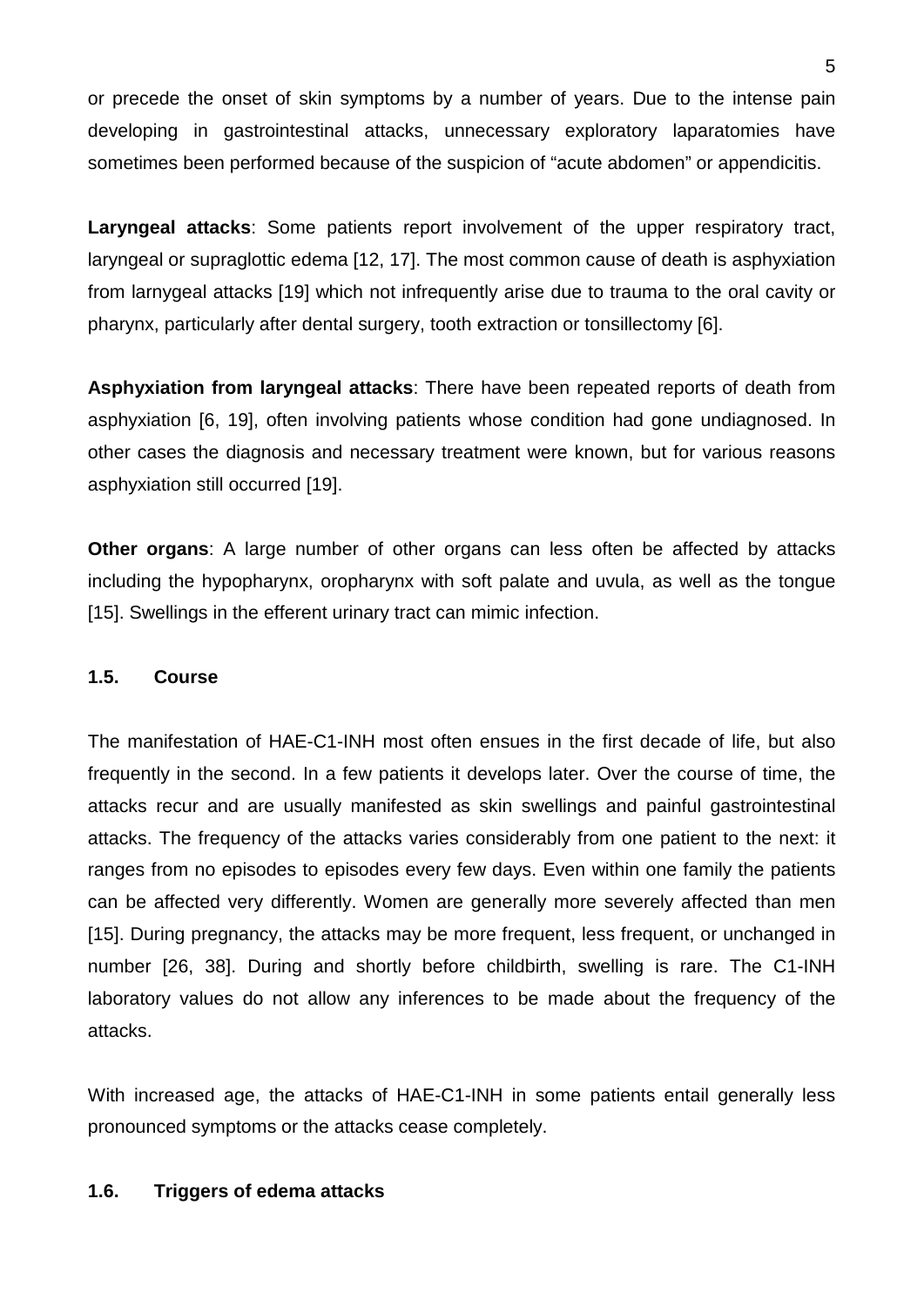or precede the onset of skin symptoms by a number of years. Due to the intense pain developing in gastrointestinal attacks, unnecessary exploratory laparatomies have sometimes been performed because of the suspicion of “acute abdomen” or appendicitis.

**Laryngeal attacks**: Some patients report involvement of the upper respiratory tract, laryngeal or supraglottic edema [12, 17]. The most common cause of death is asphyxiation from larnygeal attacks [19] which not infrequently arise due to trauma to the oral cavity or pharynx, particularly after dental surgery, tooth extraction or tonsillectomy [6].

**Asphyxiation from laryngeal attacks**: There have been repeated reports of death from asphyxiation [6, 19], often involving patients whose condition had gone undiagnosed. In other cases the diagnosis and necessary treatment were known, but for various reasons asphyxiation still occurred [19].

**Other organs**: A large number of other organs can less often be affected by attacks including the hypopharynx, oropharynx with soft palate and uvula, as well as the tongue [15]. Swellings in the efferent urinary tract can mimic infection.

### 1.5. Course

The manifestation of HAE-C1-INH most often ensues in the first decade of life, but also frequently in the second. In a few patients it develops later. Over the course of time, the attacks recur and are usually manifested as skin swellings and painful gastrointestinal attacks. The frequency of the attacks varies considerably from one patient to the next: it ranges from no episodes to episodes every few days. Even within one family the patients can be affected very differently. Women are generally more severely affected than men [15]. During pregnancy, the attacks may be more frequent, less frequent, or unchanged in number [26, 38]. During and shortly before childbirth, swelling is rare. The C1-INH laboratory values do not allow any inferences to be made about the frequency of the attacks.

With increased age, the attacks of HAE-C1-INH in some patients entail generally less pronounced symptoms or the attacks cease completely.

### 1.6. Triggers of edema attacks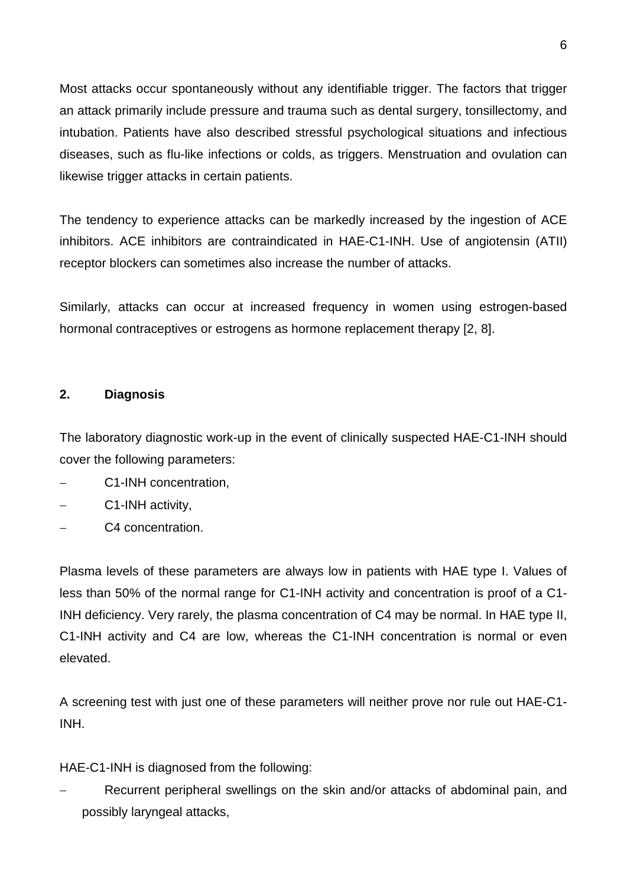Most attacks occur spontaneously without any identifiable trigger. The factors that trigger an attack primarily include pressure and trauma such as dental surgery, tonsillectomy, and intubation. Patients have also described stressful psychological situations and infectious diseases, such as flu-like infections or colds, as triggers. Menstruation and ovulation can likewise trigger attacks in certain patients.

The tendency to experience attacks can be markedly increased by the ingestion of ACE inhibitors. ACE inhibitors are contraindicated in HAE-C1-INH. Use of angiotensin (ATII) receptor blockers can sometimes also increase the number of attacks.

Similarly, attacks can occur at increased frequency in women using estrogen-based hormonal contraceptives or estrogens as hormone replacement therapy [2, 8].

## 2. Diagnosis

The laboratory diagnostic work-up in the event of clinically suspected HAE-C1-INH should cover the following parameters:

- C1-INH concentration,
- C1-INH activity,
- C4 concentration.

Plasma levels of these parameters are always low in patients with HAE type I. Values of less than 50% of the normal range for C1-INH activity and concentration is proof of a C1-INH deficiency. Very rarely, the plasma concentration of C4 may be normal. In HAE type II, C1-INH activity and C4 are low, whereas the C1-INH concentration is normal or even elevated.

A screening test with just one of these parameters will neither prove nor rule out HAE-C1-INH.

HAE-C1-INH is diagnosed from the following:

- Recurrent peripheral swellings on the skin and/or attacks of abdominal pain, and possibly laryngeal attacks,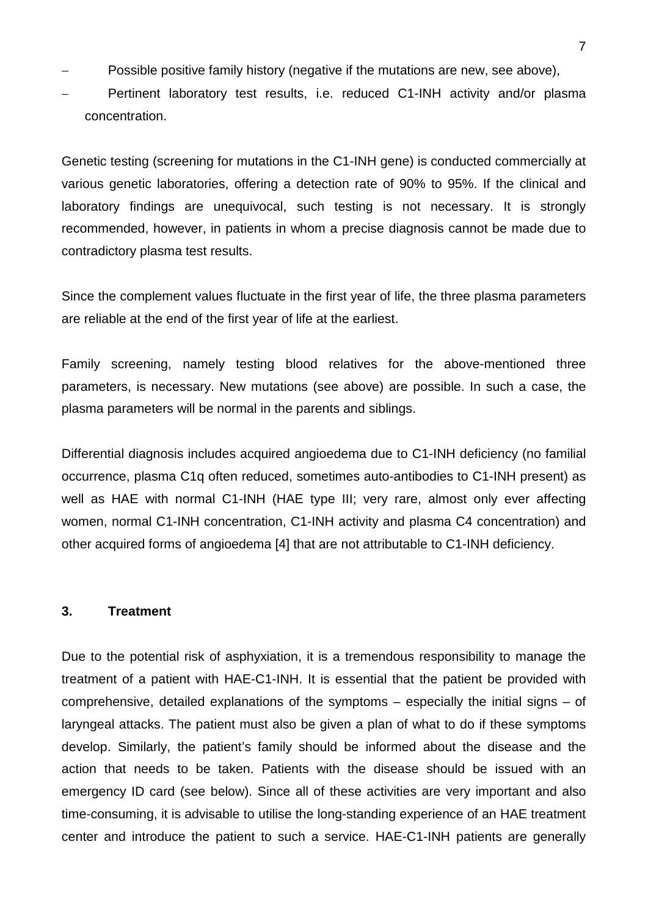- Possible positive family history (negative if the mutations are new, see above),
- Pertinent laboratory test results, i.e. reduced C1-INH activity and/or plasma concentration.

Genetic testing (screening for mutations in the C1-INH gene) is conducted commercially at various genetic laboratories, offering a detection rate of 90% to 95%. If the clinical and laboratory findings are unequivocal, such testing is not necessary. It is strongly recommended, however, in patients in whom a precise diagnosis cannot be made due to contradictory plasma test results.

Since the complement values fluctuate in the first year of life, the three plasma parameters are reliable at the end of the first year of life at the earliest.

Family screening, namely testing blood relatives for the above-mentioned three parameters, is necessary. New mutations (see above) are possible. In such a case, the plasma parameters will be normal in the parents and siblings.

Differential diagnosis includes acquired angioedema due to C1-INH deficiency (no familial occurrence, plasma C1q often reduced, sometimes auto-antibodies to C1-INH present) as well as HAE with normal C1-INH (HAE type III; very rare, almost only ever affecting women, normal C1-INH concentration, C1-INH activity and plasma C4 concentration) and other acquired forms of angioedema [4] that are not attributable to C1-INH deficiency.

## 3. Treatment

Due to the potential risk of asphyxiation, it is a tremendous responsibility to manage the treatment of a patient with HAE-C1-INH. It is essential that the patient be provided with comprehensive, detailed explanations of the symptoms – especially the initial signs – of laryngeal attacks. The patient must also be given a plan of what to do if these symptoms develop. Similarly, the patient's family should be informed about the disease and the action that needs to be taken. Patients with the disease should be issued with an emergency ID card (see below). Since all of these activities are very important and also time-consuming, it is advisable to utilise the long-standing experience of an HAE treatment center and introduce the patient to such a service. HAE-C1-INH patients are generally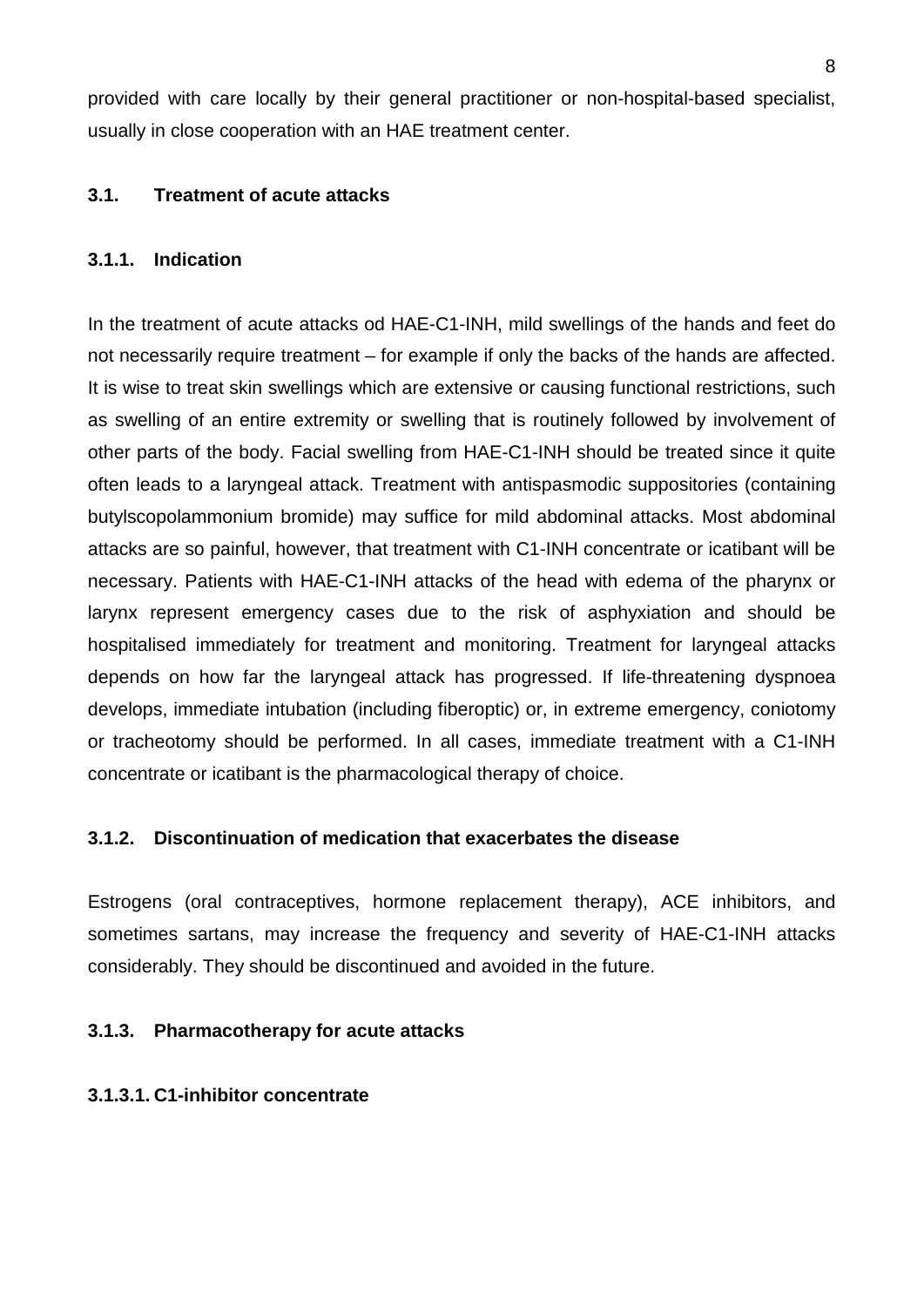provided with care locally by their general practitioner or non-hospital-based specialist, usually in close cooperation with an HAE treatment center.

## 3.1. Treatment of acute attacks

### 3.1.1. Indication

In the treatment of acute attacks od HAE-C1-INH, mild swellings of the hands and feet do not necessarily require treatment – for example if only the backs of the hands are affected. It is wise to treat skin swellings which are extensive or causing functional restrictions, such as swelling of an entire extremity or swelling that is routinely followed by involvement of other parts of the body. Facial swelling from HAE-C1-INH should be treated since it quite often leads to a laryngeal attack. Treatment with antispasmodic suppositories (containing butylscopolammonium bromide) may suffice for mild abdominal attacks. Most abdominal attacks are so painful, however, that treatment with C1-INH concentrate or icatibant will be necessary. Patients with HAE-C1-INH attacks of the head with edema of the pharynx or larynx represent emergency cases due to the risk of asphyxiation and should be hospitalised immediately for treatment and monitoring. Treatment for laryngeal attacks depends on how far the laryngeal attack has progressed. If life-threatening dyspnoea develops, immediate intubation (including fiberoptic) or, in extreme emergency, coniotomy or tracheotomy should be performed. In all cases, immediate treatment with a C1-INH concentrate or icatibant is the pharmacological therapy of choice.

### 3.1.2. Discontinuation of medication that exacerbates the disease

Estrogens (oral contraceptives, hormone replacement therapy), ACE inhibitors, and sometimes sartans, may increase the frequency and severity of HAE-C1-INH attacks considerably. They should be discontinued and avoided in the future.

### 3.1.3. Pharmacotherapy for acute attacks

#### 3.1.3.1. C1-inhibitor concentrate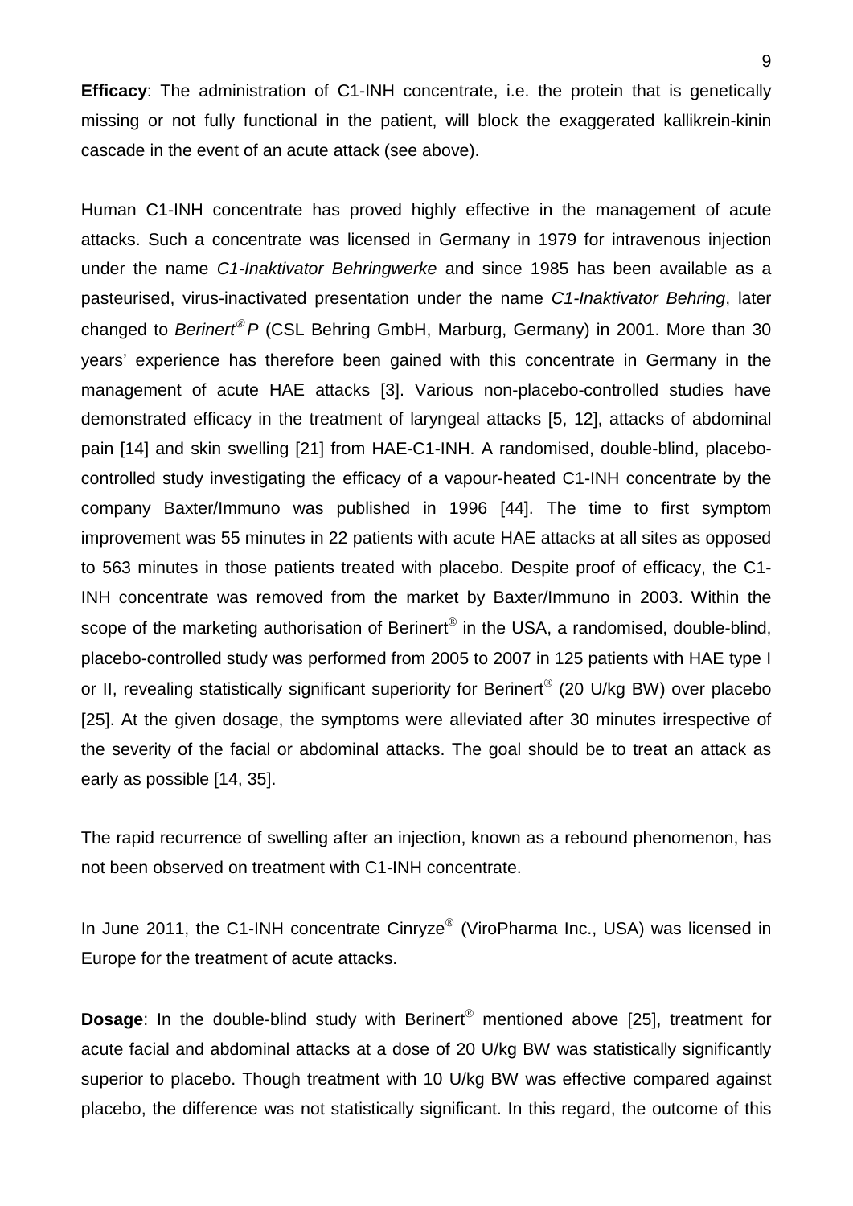**Efficacy**: The administration of C1-INH concentrate, i.e. the protein that is genetically missing or not fully functional in the patient, will block the exaggerated kallikrein-kinin cascade in the event of an acute attack (see above).

Human C1-INH concentrate has proved highly effective in the management of acute attacks. Such a concentrate was licensed in Germany in 1979 for intravenous injection under the name *C1-Inaktivator Behringwerke* and since 1985 has been available as a pasteurised, virus-inactivated presentation under the name *C1-Inaktivator Behring*, later changed to *Berinert® P* (CSL Behring GmbH, Marburg, Germany) in 2001. More than 30 years' experience has therefore been gained with this concentrate in Germany in the management of acute HAE attacks [3]. Various non-placebo-controlled studies have demonstrated efficacy in the treatment of laryngeal attacks [5, 12], attacks of abdominal pain [14] and skin swelling [21] from HAE-C1-INH. A randomised, double-blind, placebo-controlled study investigating the efficacy of a vapour-heated C1-INH concentrate by the company Baxter/Immuno was published in 1996 [44]. The time to first symptom improvement was 55 minutes in 22 patients with acute HAE attacks at all sites as opposed to 563 minutes in those patients treated with placebo. Despite proof of efficacy, the C1-INH concentrate was removed from the market by Baxter/Immuno in 2003. Within the scope of the marketing authorisation of Berinert® in the USA, a randomised, double-blind, placebo-controlled study was performed from 2005 to 2007 in 125 patients with HAE type I or II, revealing statistically significant superiority for Berinert® (20 U/kg BW) over placebo [25]. At the given dosage, the symptoms were alleviated after 30 minutes irrespective of the severity of the facial or abdominal attacks. The goal should be to treat an attack as early as possible [14, 35].

The rapid recurrence of swelling after an injection, known as a rebound phenomenon, has not been observed on treatment with C1-INH concentrate.

In June 2011, the C1-INH concentrate Cinryze® (ViroPharma Inc., USA) was licensed in Europe for the treatment of acute attacks.

**Dosage**: In the double-blind study with Berinert® mentioned above [25], treatment for acute facial and abdominal attacks at a dose of 20 U/kg BW was statistically significantly superior to placebo. Though treatment with 10 U/kg BW was effective compared against placebo, the difference was not statistically significant. In this regard, the outcome of this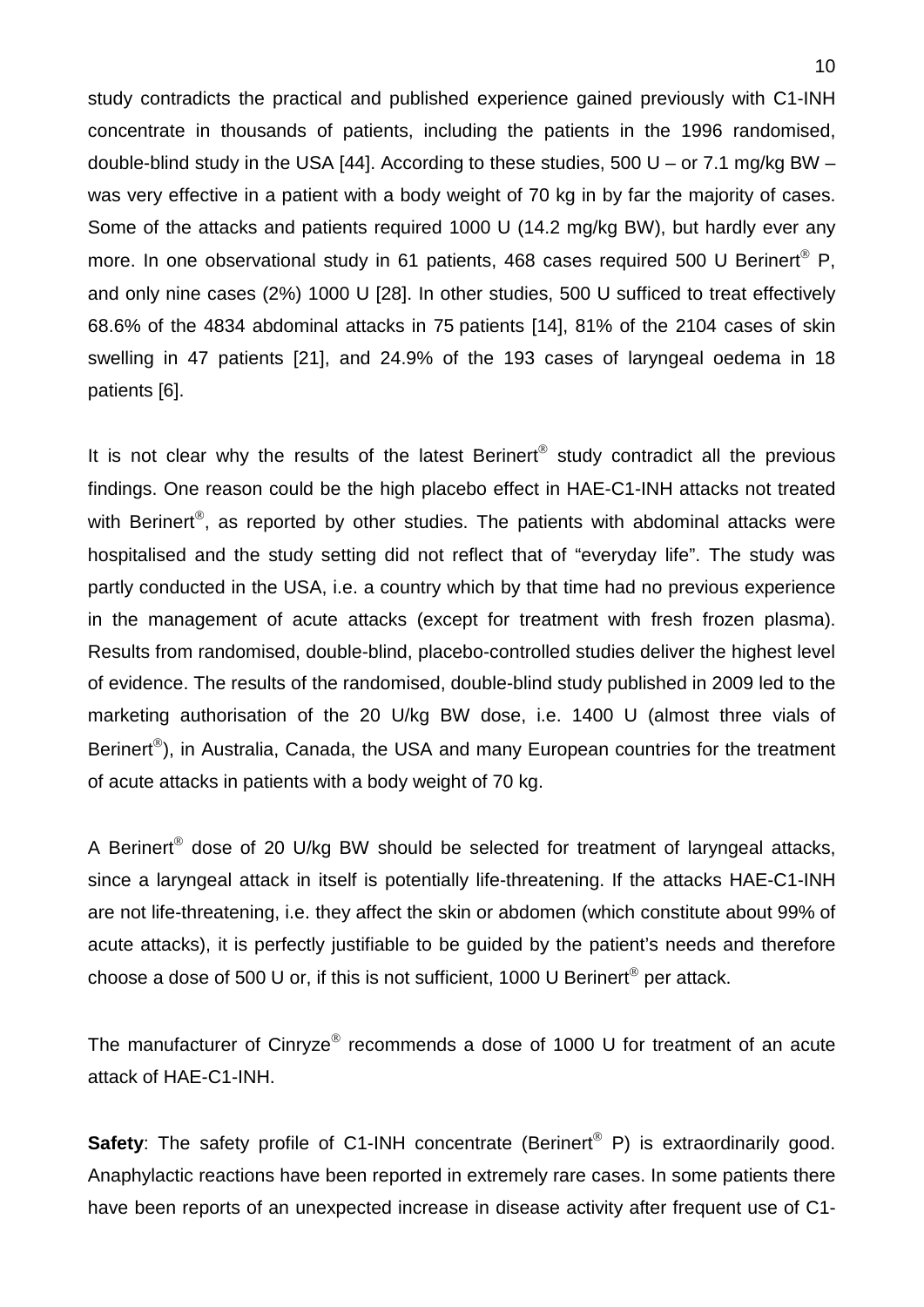study contradicts the practical and published experience gained previously with C1-INH concentrate in thousands of patients, including the patients in the 1996 randomised, double-blind study in the USA [44]. According to these studies, 500 U – or 7.1 mg/kg BW – was very effective in a patient with a body weight of 70 kg in by far the majority of cases. Some of the attacks and patients required 1000 U (14.2 mg/kg BW), but hardly ever any more. In one observational study in 61 patients, 468 cases required 500 U Berinert® P, and only nine cases (2%) 1000 U [28]. In other studies, 500 U sufficed to treat effectively 68.6% of the 4834 abdominal attacks in 75 patients [14], 81% of the 2104 cases of skin swelling in 47 patients [21], and 24.9% of the 193 cases of laryngeal oedema in 18 patients [6].

It is not clear why the results of the latest Berinert® study contradict all the previous findings. One reason could be the high placebo effect in HAE-C1-INH attacks not treated with Berinert®, as reported by other studies. The patients with abdominal attacks were hospitalised and the study setting did not reflect that of "everyday life". The study was partly conducted in the USA, i.e. a country which by that time had no previous experience in the management of acute attacks (except for treatment with fresh frozen plasma). Results from randomised, double-blind, placebo-controlled studies deliver the highest level of evidence. The results of the randomised, double-blind study published in 2009 led to the marketing authorisation of the 20 U/kg BW dose, i.e. 1400 U (almost three vials of Berinert®), in Australia, Canada, the USA and many European countries for the treatment of acute attacks in patients with a body weight of 70 kg.

A Berinert® dose of 20 U/kg BW should be selected for treatment of laryngeal attacks, since a laryngeal attack in itself is potentially life-threatening. If the attacks HAE-C1-INH are not life-threatening, i.e. they affect the skin or abdomen (which constitute about 99% of acute attacks), it is perfectly justifiable to be guided by the patient's needs and therefore choose a dose of 500 U or, if this is not sufficient, 1000 U Berinert® per attack.

The manufacturer of Cinryze® recommends a dose of 1000 U for treatment of an acute attack of HAE-C1-INH.

**Safety**: The safety profile of C1-INH concentrate (Berinert® P) is extraordinarily good. Anaphylactic reactions have been reported in extremely rare cases. In some patients there have been reports of an unexpected increase in disease activity after frequent use of C1-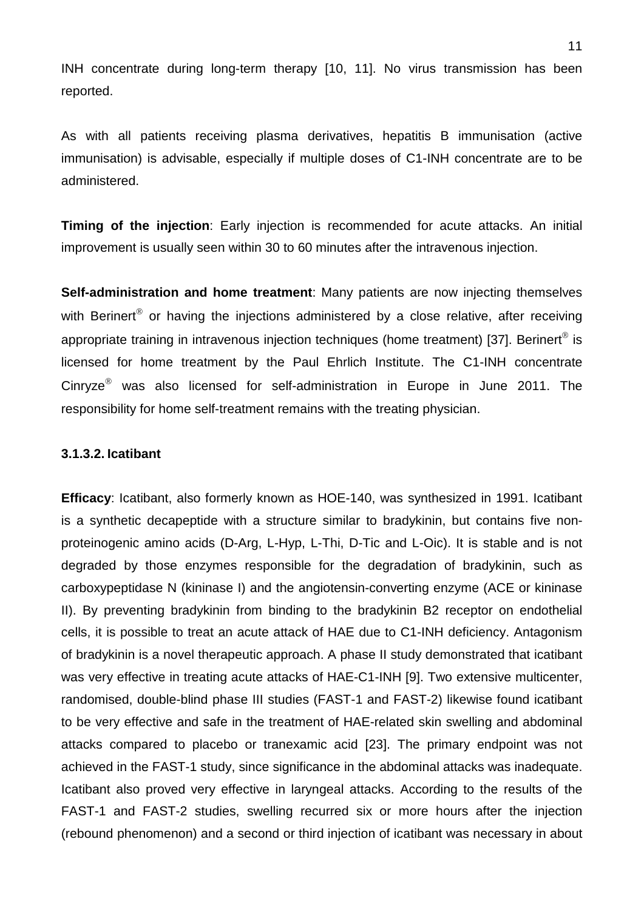INH concentrate during long-term therapy [10, 11]. No virus transmission has been reported.

As with all patients receiving plasma derivatives, hepatitis B immunisation (active immunisation) is advisable, especially if multiple doses of C1-INH concentrate are to be administered.

**Timing of the injection**: Early injection is recommended for acute attacks. An initial improvement is usually seen within 30 to 60 minutes after the intravenous injection.

**Self-administration and home treatment**: Many patients are now injecting themselves with Berinert® or having the injections administered by a close relative, after receiving appropriate training in intravenous injection techniques (home treatment) [37]. Berinert® is licensed for home treatment by the Paul Ehrlich Institute. The C1-INH concentrate Cinryze® was also licensed for self-administration in Europe in June 2011. The responsibility for home self-treatment remains with the treating physician.

#### 3.1.3.2. Icatibant

**Efficacy**: Icatibant, also formerly known as HOE-140, was synthesized in 1991. Icatibant is a synthetic decapeptide with a structure similar to bradykinin, but contains five non-proteinogenic amino acids (D-Arg, L-Hyp, L-Thi, D-Tic and L-Oic). It is stable and is not degraded by those enzymes responsible for the degradation of bradykinin, such as carboxypeptidase N (kininase I) and the angiotensin-converting enzyme (ACE or kininase II). By preventing bradykinin from binding to the bradykinin B2 receptor on endothelial cells, it is possible to treat an acute attack of HAE due to C1-INH deficiency. Antagonism of bradykinin is a novel therapeutic approach. A phase II study demonstrated that icatibant was very effective in treating acute attacks of HAE-C1-INH [9]. Two extensive multicenter, randomised, double-blind phase III studies (FAST-1 and FAST-2) likewise found icatibant to be very effective and safe in the treatment of HAE-related skin swelling and abdominal attacks compared to placebo or tranexamic acid [23]. The primary endpoint was not achieved in the FAST-1 study, since significance in the abdominal attacks was inadequate. Icatibant also proved very effective in laryngeal attacks. According to the results of the FAST-1 and FAST-2 studies, swelling recurred six or more hours after the injection (rebound phenomenon) and a second or third injection of icatibant was necessary in about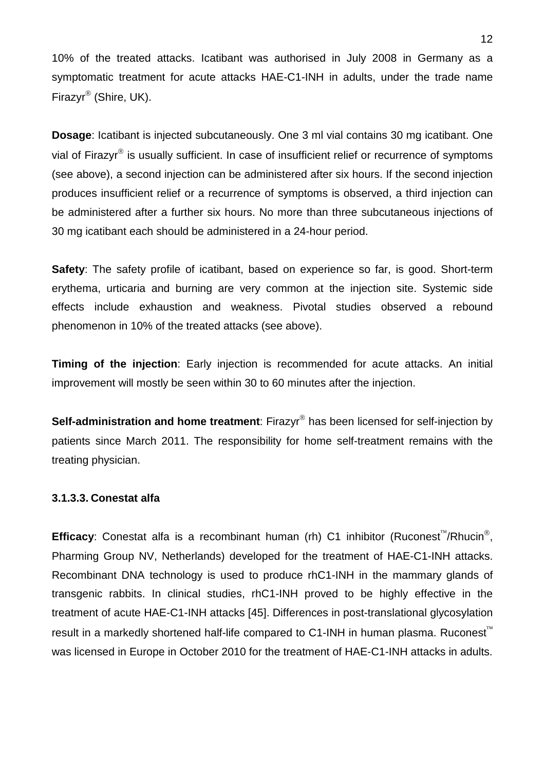10% of the treated attacks. Icatibant was authorised in July 2008 in Germany as a symptomatic treatment for acute attacks HAE-C1-INH in adults, under the trade name Firazyr® (Shire, UK).

**Dosage**: Icatibant is injected subcutaneously. One 3 ml vial contains 30 mg icatibant. One vial of Firazyr® is usually sufficient. In case of insufficient relief or recurrence of symptoms (see above), a second injection can be administered after six hours. If the second injection produces insufficient relief or a recurrence of symptoms is observed, a third injection can be administered after a further six hours. No more than three subcutaneous injections of 30 mg icatibant each should be administered in a 24-hour period.

**Safety**: The safety profile of icatibant, based on experience so far, is good. Short-term erythema, urticaria and burning are very common at the injection site. Systemic side effects include exhaustion and weakness. Pivotal studies observed a rebound phenomenon in 10% of the treated attacks (see above).

**Timing of the injection**: Early injection is recommended for acute attacks. An initial improvement will mostly be seen within 30 to 60 minutes after the injection.

**Self-administration and home treatment**: Firazyr® has been licensed for self-injection by patients since March 2011. The responsibility for home self-treatment remains with the treating physician.

#### 3.1.3.3. Conestat alfa

**Efficacy**: Conestat alfa is a recombinant human (rh) C1 inhibitor (Ruconest™/Rhucin®, Pharming Group NV, Netherlands) developed for the treatment of HAE-C1-INH attacks. Recombinant DNA technology is used to produce rhC1-INH in the mammary glands of transgenic rabbits. In clinical studies, rhC1-INH proved to be highly effective in the treatment of acute HAE-C1-INH attacks [45]. Differences in post-translational glycosylation result in a markedly shortened half-life compared to C1-INH in human plasma. Ruconest™ was licensed in Europe in October 2010 for the treatment of HAE-C1-INH attacks in adults.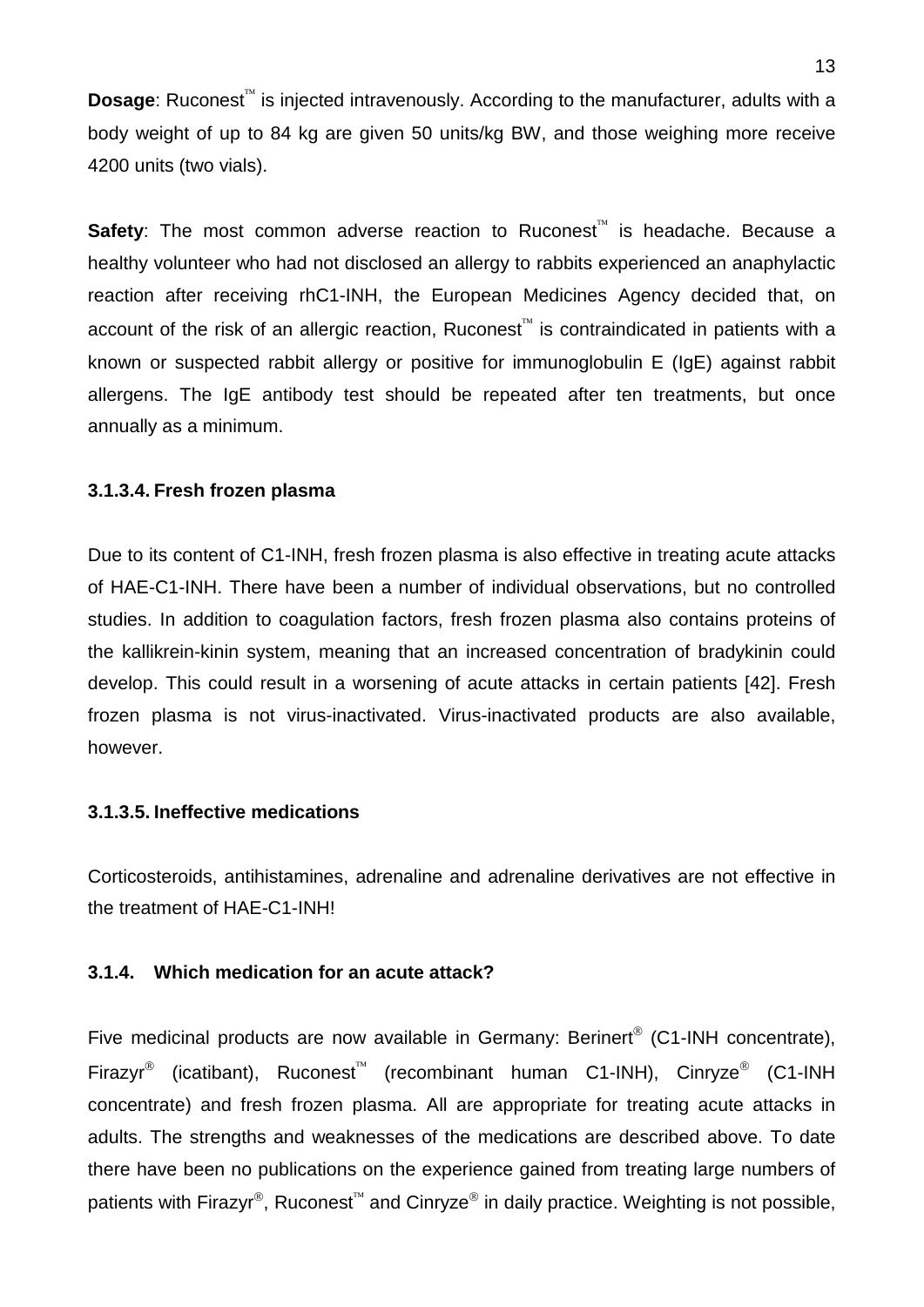**Dosage**: Ruconest™ is injected intravenously. According to the manufacturer, adults with a body weight of up to 84 kg are given 50 units/kg BW, and those weighing more receive 4200 units (two vials).

**Safety**: The most common adverse reaction to Ruconest™ is headache. Because a healthy volunteer who had not disclosed an allergy to rabbits experienced an anaphylactic reaction after receiving rhC1-INH, the European Medicines Agency decided that, on account of the risk of an allergic reaction, Ruconest™ is contraindicated in patients with a known or suspected rabbit allergy or positive for immunoglobulin E (IgE) against rabbit allergens. The IgE antibody test should be repeated after ten treatments, but once annually as a minimum.

#### 3.1.3.4. Fresh frozen plasma

Due to its content of C1-INH, fresh frozen plasma is also effective in treating acute attacks of HAE-C1-INH. There have been a number of individual observations, but no controlled studies. In addition to coagulation factors, fresh frozen plasma also contains proteins of the kallikrein-kinin system, meaning that an increased concentration of bradykinin could develop. This could result in a worsening of acute attacks in certain patients [42]. Fresh frozen plasma is not virus-inactivated. Virus-inactivated products are also available, however.

#### 3.1.3.5. Ineffective medications

Corticosteroids, antihistamines, adrenaline and adrenaline derivatives are not effective in the treatment of HAE-C1-INH!

### 3.1.4. Which medication for an acute attack?

Five medicinal products are now available in Germany: Berinert® (C1-INH concentrate), Firazyr® (icatibant), Ruconest™ (recombinant human C1-INH), Cinryze® (C1-INH concentrate) and fresh frozen plasma. All are appropriate for treating acute attacks in adults. The strengths and weaknesses of the medications are described above. To date there have been no publications on the experience gained from treating large numbers of patients with Firazyr®, Ruconest™ and Cinryze® in daily practice. Weighting is not possible,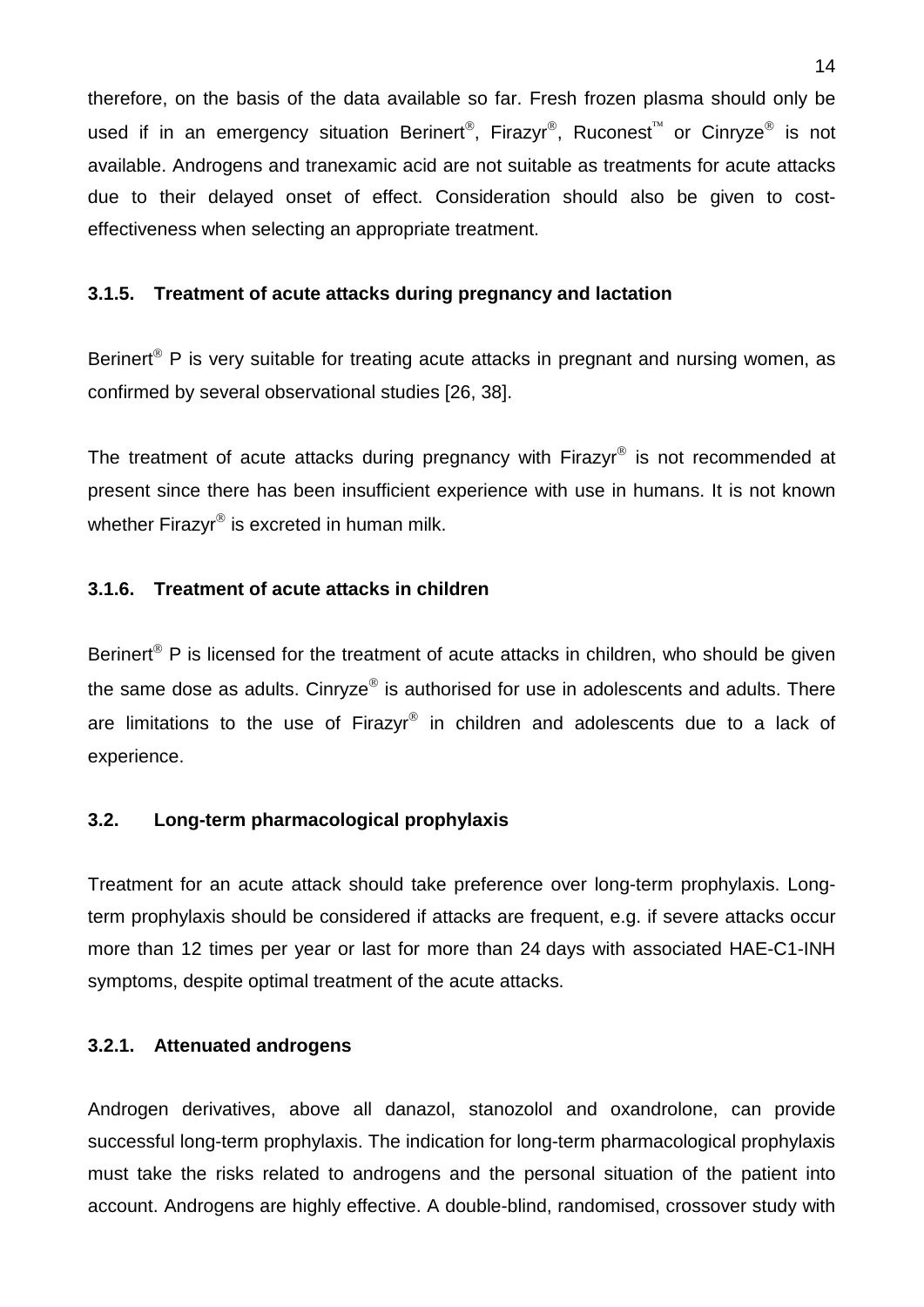therefore, on the basis of the data available so far. Fresh frozen plasma should only be used if in an emergency situation Berinert®, Firazyr®, Ruconest™ or Cinryze® is not available. Androgens and tranexamic acid are not suitable as treatments for acute attacks due to their delayed onset of effect. Consideration should also be given to cost-effectiveness when selecting an appropriate treatment.

### 3.1.5. Treatment of acute attacks during pregnancy and lactation

Berinert® P is very suitable for treating acute attacks in pregnant and nursing women, as confirmed by several observational studies [26, 38].

The treatment of acute attacks during pregnancy with Firazyr® is not recommended at present since there has been insufficient experience with use in humans. It is not known whether Firazyr® is excreted in human milk.

### 3.1.6. Treatment of acute attacks in children

Berinert® P is licensed for the treatment of acute attacks in children, who should be given the same dose as adults. Cinryze® is authorised for use in adolescents and adults. There are limitations to the use of Firazyr® in children and adolescents due to a lack of experience.

## 3.2. Long-term pharmacological prophylaxis

Treatment for an acute attack should take preference over long-term prophylaxis. Long-term prophylaxis should be considered if attacks are frequent, e.g. if severe attacks occur more than 12 times per year or last for more than 24 days with associated HAE-C1-INH symptoms, despite optimal treatment of the acute attacks.

### 3.2.1. Attenuated androgens

Androgen derivatives, above all danazol, stanozolol and oxandrolone, can provide successful long-term prophylaxis. The indication for long-term pharmacological prophylaxis must take the risks related to androgens and the personal situation of the patient into account. Androgens are highly effective. A double-blind, randomised, crossover study with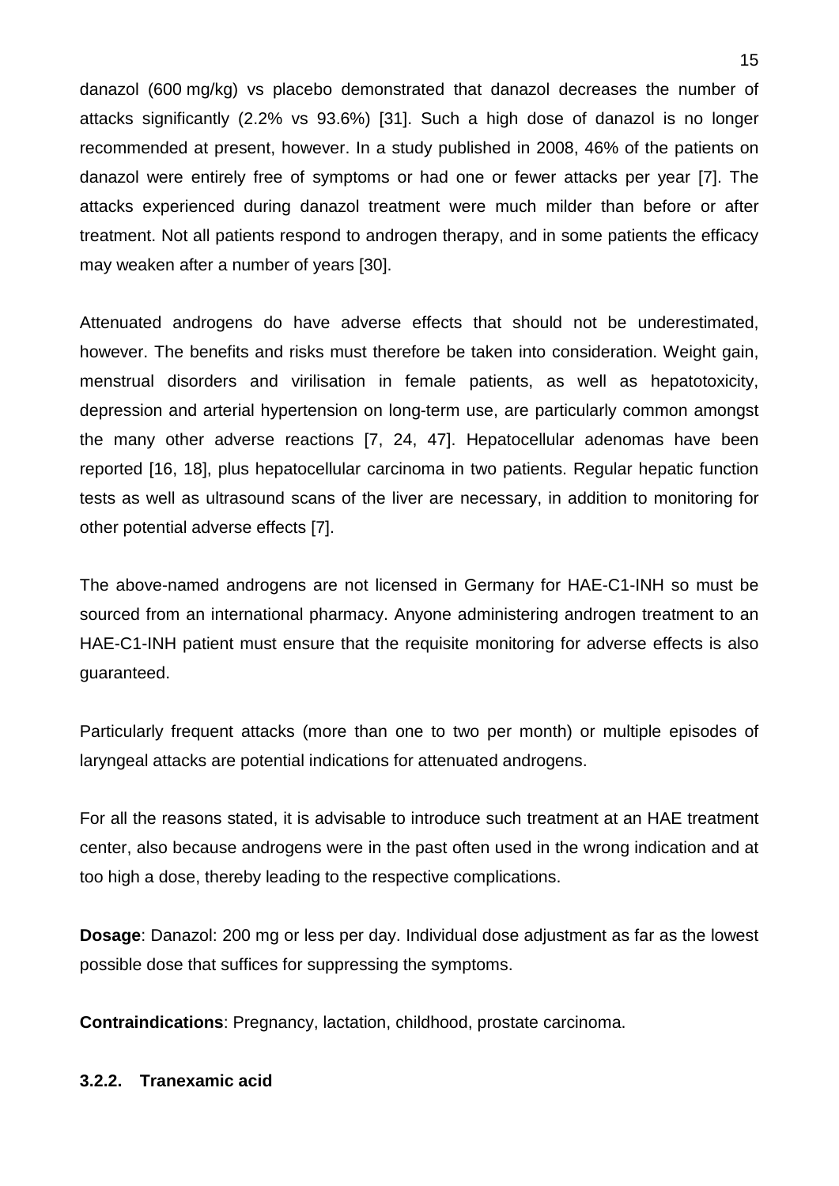danazol (600 mg/kg) vs placebo demonstrated that danazol decreases the number of attacks significantly (2.2% vs 93.6%) [31]. Such a high dose of danazol is no longer recommended at present, however. In a study published in 2008, 46% of the patients on danazol were entirely free of symptoms or had one or fewer attacks per year [7]. The attacks experienced during danazol treatment were much milder than before or after treatment. Not all patients respond to androgen therapy, and in some patients the efficacy may weaken after a number of years [30].

Attenuated androgens do have adverse effects that should not be underestimated, however. The benefits and risks must therefore be taken into consideration. Weight gain, menstrual disorders and virilisation in female patients, as well as hepatotoxicity, depression and arterial hypertension on long-term use, are particularly common amongst the many other adverse reactions [7, 24, 47]. Hepatocellular adenomas have been reported [16, 18], plus hepatocellular carcinoma in two patients. Regular hepatic function tests as well as ultrasound scans of the liver are necessary, in addition to monitoring for other potential adverse effects [7].

The above-named androgens are not licensed in Germany for HAE-C1-INH so must be sourced from an international pharmacy. Anyone administering androgen treatment to an HAE-C1-INH patient must ensure that the requisite monitoring for adverse effects is also guaranteed.

Particularly frequent attacks (more than one to two per month) or multiple episodes of laryngeal attacks are potential indications for attenuated androgens.

For all the reasons stated, it is advisable to introduce such treatment at an HAE treatment center, also because androgens were in the past often used in the wrong indication and at too high a dose, thereby leading to the respective complications.

**Dosage**: Danazol: 200 mg or less per day. Individual dose adjustment as far as the lowest possible dose that suffices for suppressing the symptoms.

**Contraindications**: Pregnancy, lactation, childhood, prostate carcinoma.

### 3.2.2. Tranexamic acid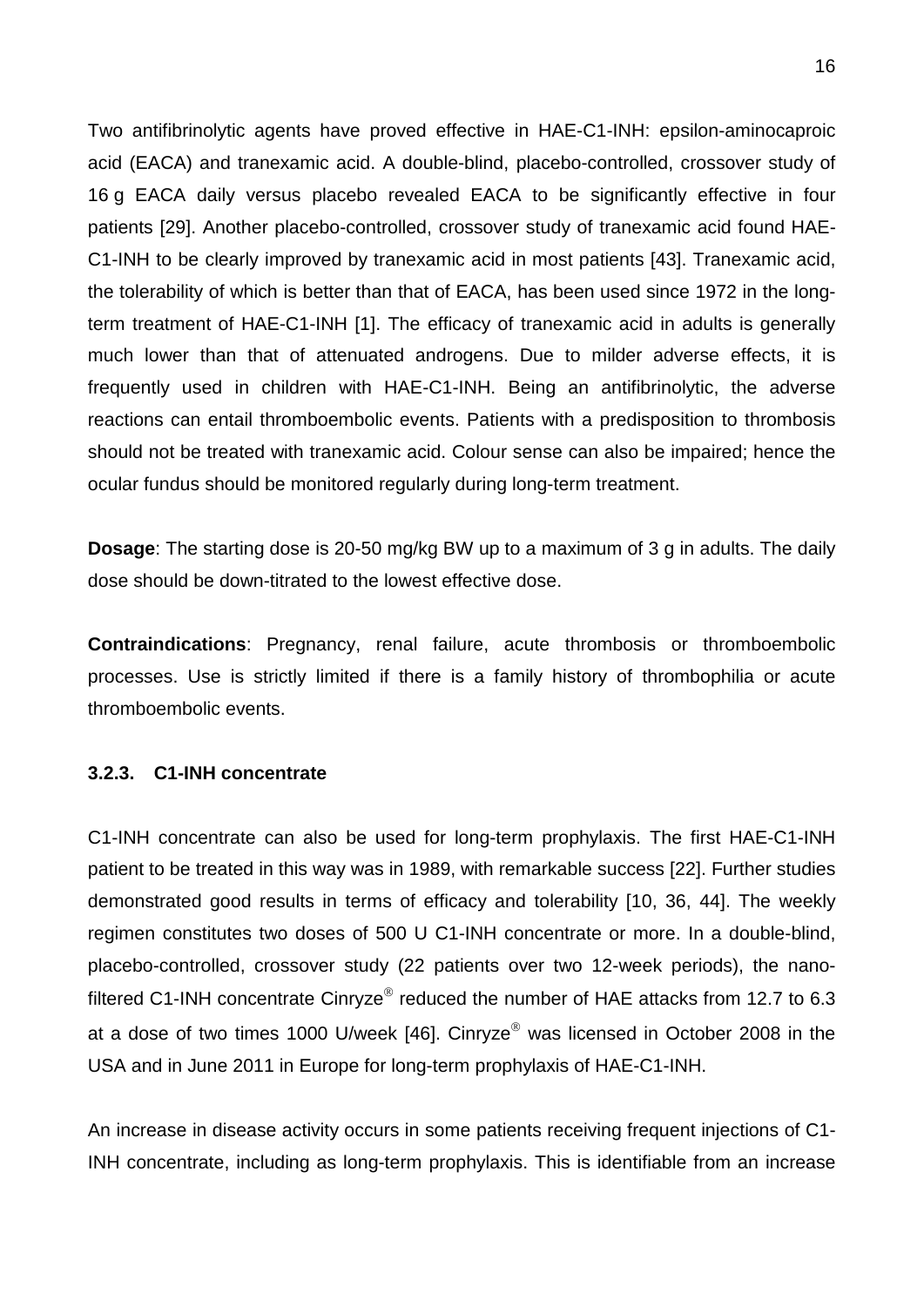Two antifibrinolytic agents have proved effective in HAE-C1-INH: epsilon-aminocaproic acid (EACA) and tranexamic acid. A double-blind, placebo-controlled, crossover study of 16 g EACA daily versus placebo revealed EACA to be significantly effective in four patients [29]. Another placebo-controlled, crossover study of tranexamic acid found HAE-C1-INH to be clearly improved by tranexamic acid in most patients [43]. Tranexamic acid, the tolerability of which is better than that of EACA, has been used since 1972 in the long-term treatment of HAE-C1-INH [1]. The efficacy of tranexamic acid in adults is generally much lower than that of attenuated androgens. Due to milder adverse effects, it is frequently used in children with HAE-C1-INH. Being an antifibrinolytic, the adverse reactions can entail thromboembolic events. Patients with a predisposition to thrombosis should not be treated with tranexamic acid. Colour sense can also be impaired; hence the ocular fundus should be monitored regularly during long-term treatment.

**Dosage**: The starting dose is 20-50 mg/kg BW up to a maximum of 3 g in adults. The daily dose should be down-titrated to the lowest effective dose.

**Contraindications**: Pregnancy, renal failure, acute thrombosis or thromboembolic processes. Use is strictly limited if there is a family history of thrombophilia or acute thromboembolic events.

### 3.2.3. C1-INH concentrate

C1-INH concentrate can also be used for long-term prophylaxis. The first HAE-C1-INH patient to be treated in this way was in 1989, with remarkable success [22]. Further studies demonstrated good results in terms of efficacy and tolerability [10, 36, 44]. The weekly regimen constitutes two doses of 500 U C1-INH concentrate or more. In a double-blind, placebo-controlled, crossover study (22 patients over two 12-week periods), the nano-filtered C1-INH concentrate Cinryze® reduced the number of HAE attacks from 12.7 to 6.3 at a dose of two times 1000 U/week [46]. Cinryze® was licensed in October 2008 in the USA and in June 2011 in Europe for long-term prophylaxis of HAE-C1-INH.

An increase in disease activity occurs in some patients receiving frequent injections of C1-INH concentrate, including as long-term prophylaxis. This is identifiable from an increase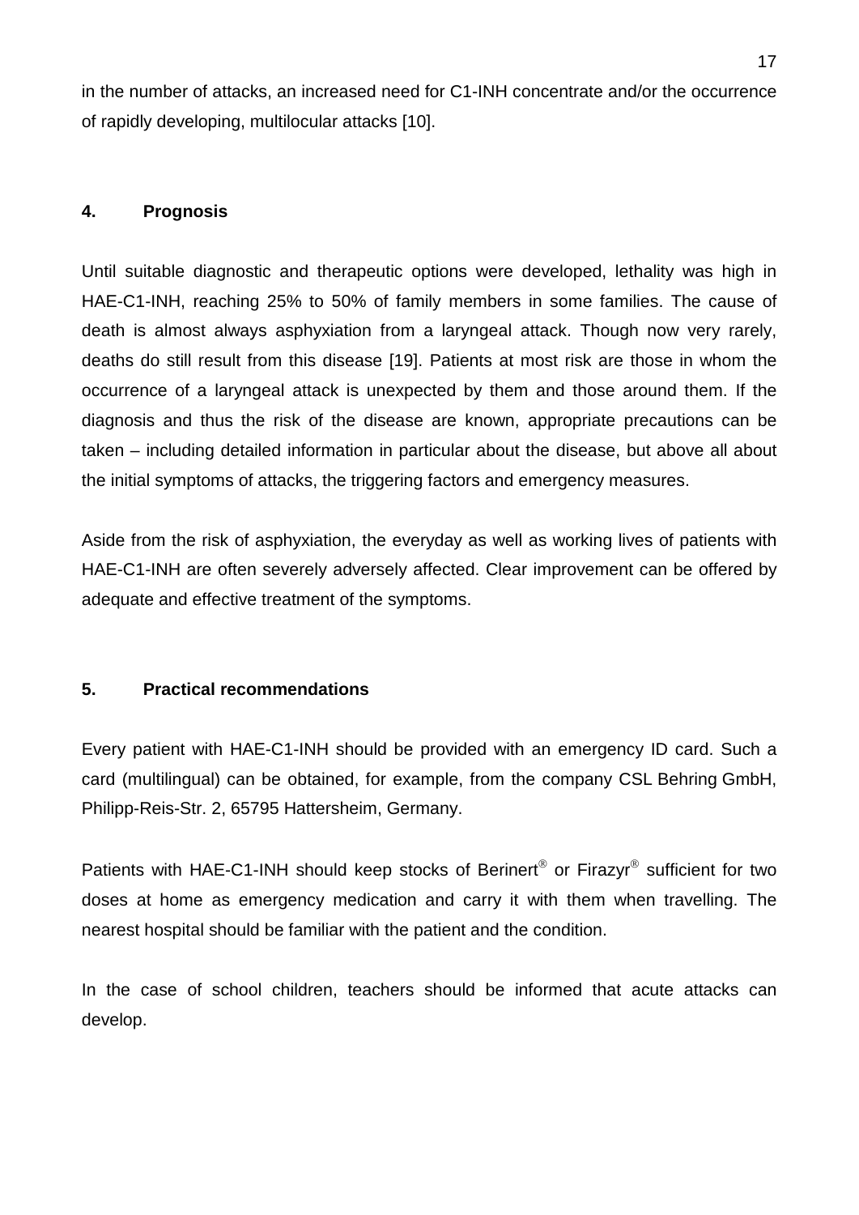in the number of attacks, an increased need for C1-INH concentrate and/or the occurrence of rapidly developing, multilocular attacks [10].

## 4. Prognosis

Until suitable diagnostic and therapeutic options were developed, lethality was high in HAE-C1-INH, reaching 25% to 50% of family members in some families. The cause of death is almost always asphyxiation from a laryngeal attack. Though now very rarely, deaths do still result from this disease [19]. Patients at most risk are those in whom the occurrence of a laryngeal attack is unexpected by them and those around them. If the diagnosis and thus the risk of the disease are known, appropriate precautions can be taken – including detailed information in particular about the disease, but above all about the initial symptoms of attacks, the triggering factors and emergency measures.

Aside from the risk of asphyxiation, the everyday as well as working lives of patients with HAE-C1-INH are often severely adversely affected. Clear improvement can be offered by adequate and effective treatment of the symptoms.

## 5. Practical recommendations

Every patient with HAE-C1-INH should be provided with an emergency ID card. Such a card (multilingual) can be obtained, for example, from the company CSL Behring GmbH, Philipp-Reis-Str. 2, 65795 Hattersheim, Germany.

Patients with HAE-C1-INH should keep stocks of Berinert® or Firazyr® sufficient for two doses at home as emergency medication and carry it with them when travelling. The nearest hospital should be familiar with the patient and the condition.

In the case of school children, teachers should be informed that acute attacks can develop.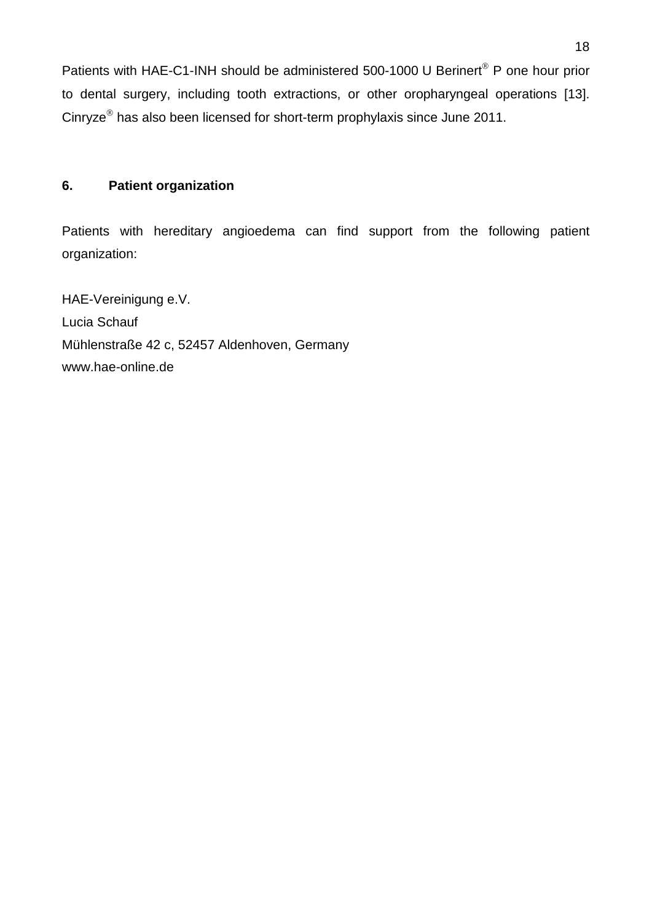Patients with HAE-C1-INH should be administered 500-1000 U Berinert® P one hour prior to dental surgery, including tooth extractions, or other oropharyngeal operations [13]. Cinryze® has also been licensed for short-term prophylaxis since June 2011.

## 6. Patient organization

Patients with hereditary angioedema can find support from the following patient organization:

HAE-Vereinigung e.V.  
Lucia Schauf  
Mühlenstraße 42 c, 52457 Aldenhoven, Germany  
www.hae-online.de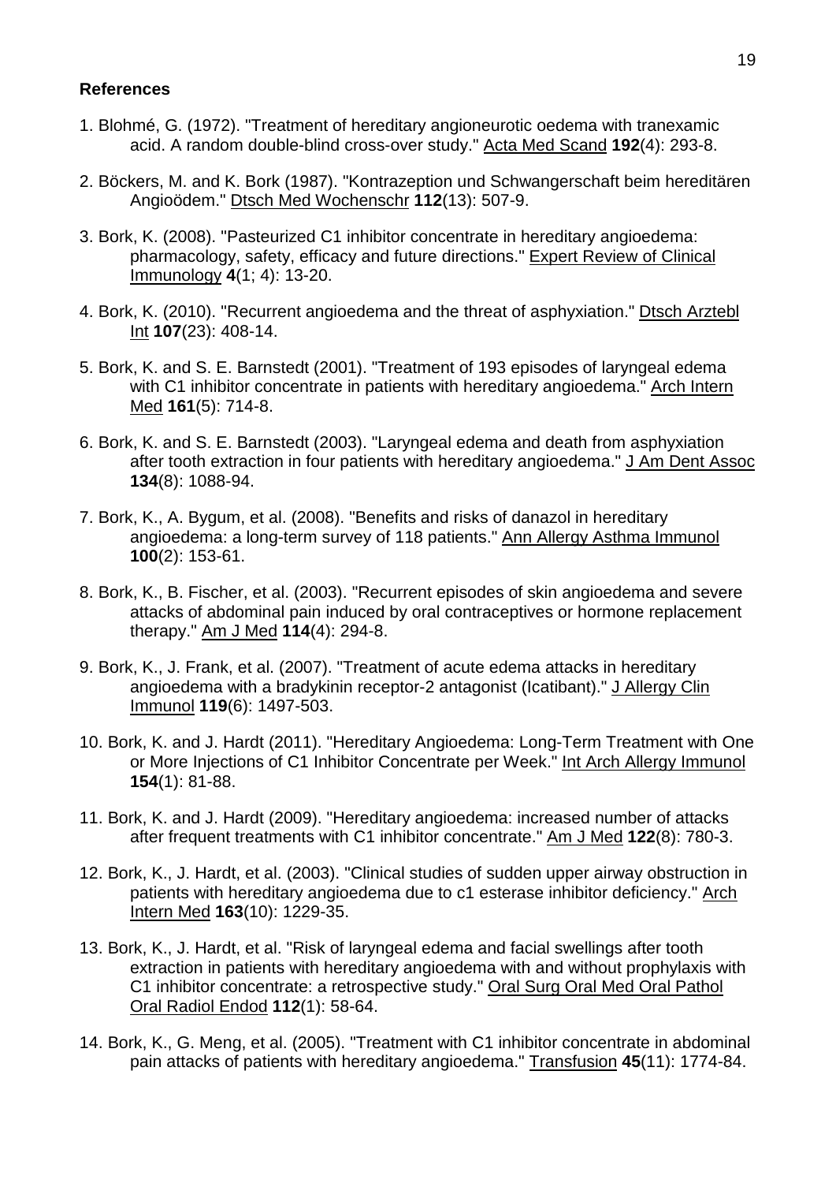## References

1. Blohmé, G. (1972). "Treatment of hereditary angioneurotic oedema with tranexamic acid. A random double-blind cross-over study." Acta Med Scand **192**(4): 293-8.

2. Böckers, M. and K. Bork (1987). "Kontrazeption und Schwangerschaft beim hereditären Angioödem." Dtsch Med Wochenschr **112**(13): 507-9.

3. Bork, K. (2008). "Pasteurized C1 inhibitor concentrate in hereditary angioedema: pharmacology, safety, efficacy and future directions." Expert Review of Clinical Immunology **4**(1; 4): 13-20.

4. Bork, K. (2010). "Recurrent angioedema and the threat of asphyxiation." Dtsch Arztebl Int **107**(23): 408-14.

5. Bork, K. and S. E. Barnstedt (2001). "Treatment of 193 episodes of laryngeal edema with C1 inhibitor concentrate in patients with hereditary angioedema." Arch Intern Med **161**(5): 714-8.

6. Bork, K. and S. E. Barnstedt (2003). "Laryngeal edema and death from asphyxiation after tooth extraction in four patients with hereditary angioedema." J Am Dent Assoc **134**(8): 1088-94.

7. Bork, K., A. Bygum, et al. (2008). "Benefits and risks of danazol in hereditary angioedema: a long-term survey of 118 patients." Ann Allergy Asthma Immunol **100**(2): 153-61.

8. Bork, K., B. Fischer, et al. (2003). "Recurrent episodes of skin angioedema and severe attacks of abdominal pain induced by oral contraceptives or hormone replacement therapy." Am J Med **114**(4): 294-8.

9. Bork, K., J. Frank, et al. (2007). "Treatment of acute edema attacks in hereditary angioedema with a bradykinin receptor-2 antagonist (Icatibant)." J Allergy Clin Immunol **119**(6): 1497-503.

10. Bork, K. and J. Hardt (2011). "Hereditary Angioedema: Long-Term Treatment with One or More Injections of C1 Inhibitor Concentrate per Week." Int Arch Allergy Immunol **154**(1): 81-88.

11. Bork, K. and J. Hardt (2009). "Hereditary angioedema: increased number of attacks after frequent treatments with C1 inhibitor concentrate." Am J Med **122**(8): 780-3.

12. Bork, K., J. Hardt, et al. (2003). "Clinical studies of sudden upper airway obstruction in patients with hereditary angioedema due to c1 esterase inhibitor deficiency." Arch Intern Med **163**(10): 1229-35.

13. Bork, K., J. Hardt, et al. "Risk of laryngeal edema and facial swellings after tooth extraction in patients with hereditary angioedema with and without prophylaxis with C1 inhibitor concentrate: a retrospective study." Oral Surg Oral Med Oral Pathol Oral Radiol Endod **112**(1): 58-64.

14. Bork, K., G. Meng, et al. (2005). "Treatment with C1 inhibitor concentrate in abdominal pain attacks of patients with hereditary angioedema." Transfusion **45**(11): 1774-84.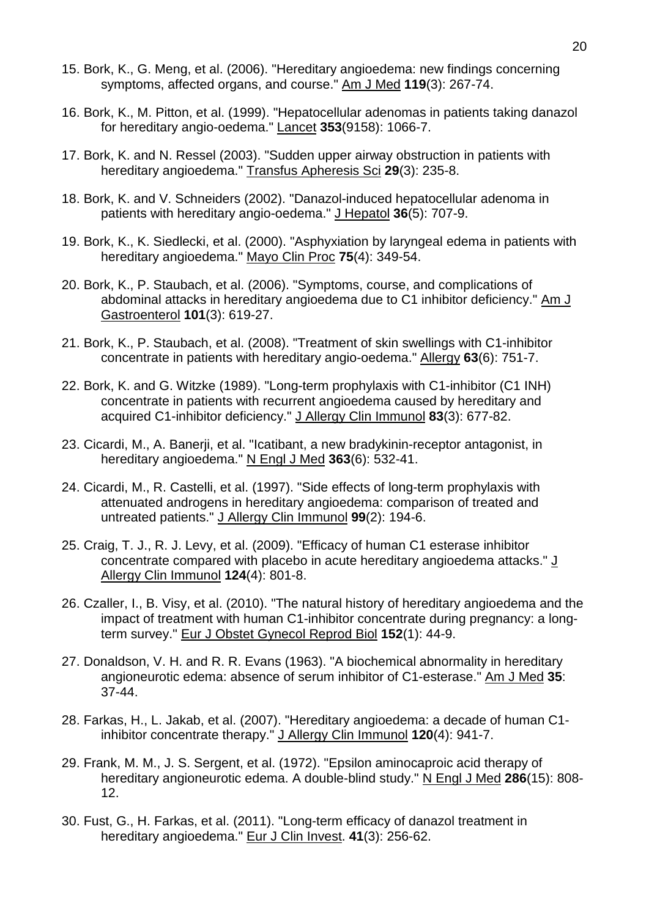15. Bork, K., G. Meng, et al. (2006). "Hereditary angioedema: new findings concerning symptoms, affected organs, and course." Am J Med **119**(3): 267-74.

16. Bork, K., M. Pitton, et al. (1999). "Hepatocellular adenomas in patients taking danazol for hereditary angio-oedema." Lancet **353**(9158): 1066-7.

17. Bork, K. and N. Ressel (2003). "Sudden upper airway obstruction in patients with hereditary angioedema." Transfus Apheresis Sci **29**(3): 235-8.

18. Bork, K. and V. Schneiders (2002). "Danazol-induced hepatocellular adenoma in patients with hereditary angio-oedema." J Hepatol **36**(5): 707-9.

19. Bork, K., K. Siedlecki, et al. (2000). "Asphyxiation by laryngeal edema in patients with hereditary angioedema." Mayo Clin Proc **75**(4): 349-54.

20. Bork, K., P. Staubach, et al. (2006). "Symptoms, course, and complications of abdominal attacks in hereditary angioedema due to C1 inhibitor deficiency." Am J Gastroenterol **101**(3): 619-27.

21. Bork, K., P. Staubach, et al. (2008). "Treatment of skin swellings with C1-inhibitor concentrate in patients with hereditary angio-oedema." Allergy **63**(6): 751-7.

22. Bork, K. and G. Witzke (1989). "Long-term prophylaxis with C1-inhibitor (C1 INH) concentrate in patients with recurrent angioedema caused by hereditary and acquired C1-inhibitor deficiency." J Allergy Clin Immunol **83**(3): 677-82.

23. Cicardi, M., A. Banerji, et al. "Icatibant, a new bradykinin-receptor antagonist, in hereditary angioedema." N Engl J Med **363**(6): 532-41.

24. Cicardi, M., R. Castelli, et al. (1997). "Side effects of long-term prophylaxis with attenuated androgens in hereditary angioedema: comparison of treated and untreated patients." J Allergy Clin Immunol **99**(2): 194-6.

25. Craig, T. J., R. J. Levy, et al. (2009). "Efficacy of human C1 esterase inhibitor concentrate compared with placebo in acute hereditary angioedema attacks." J Allergy Clin Immunol **124**(4): 801-8.

26. Czaller, I., B. Visy, et al. (2010). "The natural history of hereditary angioedema and the impact of treatment with human C1-inhibitor concentrate during pregnancy: a long-term survey." Eur J Obstet Gynecol Reprod Biol **152**(1): 44-9.

27. Donaldson, V. H. and R. R. Evans (1963). "A biochemical abnormality in hereditary angioneurotic edema: absence of serum inhibitor of C1-esterase." Am J Med **35**: 37-44.

28. Farkas, H., L. Jakab, et al. (2007). "Hereditary angioedema: a decade of human C1-inhibitor concentrate therapy." J Allergy Clin Immunol **120**(4): 941-7.

29. Frank, M. M., J. S. Sergent, et al. (1972). "Epsilon aminocaproic acid therapy of hereditary angioneurotic edema. A double-blind study." N Engl J Med **286**(15): 808-12.

30. Fust, G., H. Farkas, et al. (2011). "Long-term efficacy of danazol treatment in hereditary angioedema." Eur J Clin Invest. **41**(3): 256-62.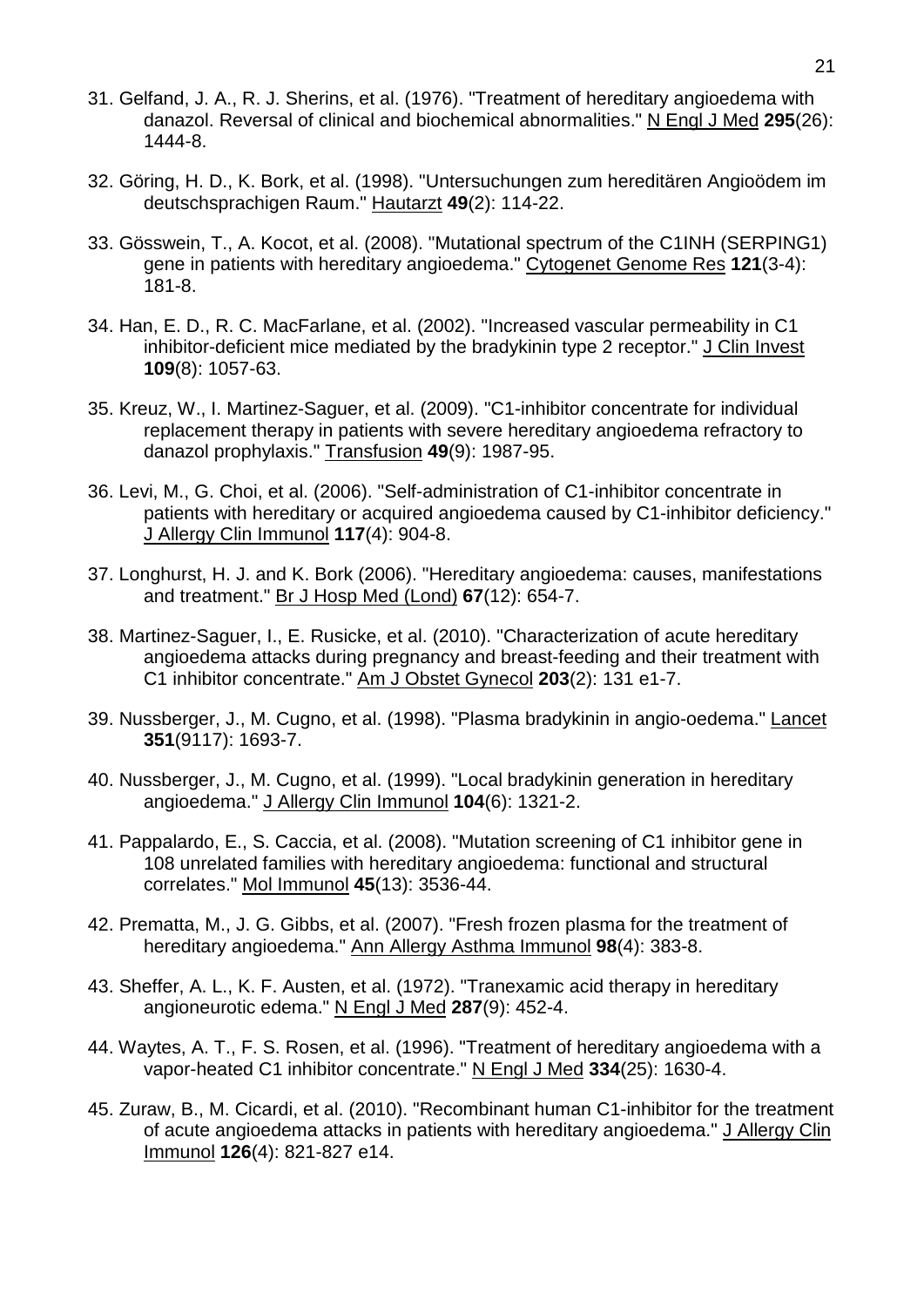31. Gelfand, J. A., R. J. Sherins, et al. (1976). "Treatment of hereditary angioedema with danazol. Reversal of clinical and biochemical abnormalities." N Engl J Med **295**(26): 1444-8.

32. Göring, H. D., K. Bork, et al. (1998). "Untersuchungen zum hereditären Angioödem im deutschsprachigen Raum." Hautarzt **49**(2): 114-22.

33. Gösswein, T., A. Kocot, et al. (2008). "Mutational spectrum of the C1INH (SERPING1) gene in patients with hereditary angioedema." Cytogenet Genome Res **121**(3-4): 181-8.

34. Han, E. D., R. C. MacFarlane, et al. (2002). "Increased vascular permeability in C1 inhibitor-deficient mice mediated by the bradykinin type 2 receptor." J Clin Invest **109**(8): 1057-63.

35. Kreuz, W., I. Martinez-Saguer, et al. (2009). "C1-inhibitor concentrate for individual replacement therapy in patients with severe hereditary angioedema refractory to danazol prophylaxis." Transfusion **49**(9): 1987-95.

36. Levi, M., G. Choi, et al. (2006). "Self-administration of C1-inhibitor concentrate in patients with hereditary or acquired angioedema caused by C1-inhibitor deficiency." J Allergy Clin Immunol **117**(4): 904-8.

37. Longhurst, H. J. and K. Bork (2006). "Hereditary angioedema: causes, manifestations and treatment." Br J Hosp Med (Lond) **67**(12): 654-7.

38. Martinez-Saguer, I., E. Rusicke, et al. (2010). "Characterization of acute hereditary angioedema attacks during pregnancy and breast-feeding and their treatment with C1 inhibitor concentrate." Am J Obstet Gynecol **203**(2): 131 e1-7.

39. Nussberger, J., M. Cugno, et al. (1998). "Plasma bradykinin in angio-oedema." Lancet **351**(9117): 1693-7.

40. Nussberger, J., M. Cugno, et al. (1999). "Local bradykinin generation in hereditary angioedema." J Allergy Clin Immunol **104**(6): 1321-2.

41. Pappalardo, E., S. Caccia, et al. (2008). "Mutation screening of C1 inhibitor gene in 108 unrelated families with hereditary angioedema: functional and structural correlates." Mol Immunol **45**(13): 3536-44.

42. Prematta, M., J. G. Gibbs, et al. (2007). "Fresh frozen plasma for the treatment of hereditary angioedema." Ann Allergy Asthma Immunol **98**(4): 383-8.

43. Sheffer, A. L., K. F. Austen, et al. (1972). "Tranexamic acid therapy in hereditary angioneurotic edema." N Engl J Med **287**(9): 452-4.

44. Waytes, A. T., F. S. Rosen, et al. (1996). "Treatment of hereditary angioedema with a vapor-heated C1 inhibitor concentrate." N Engl J Med **334**(25): 1630-4.

45. Zuraw, B., M. Cicardi, et al. (2010). "Recombinant human C1-inhibitor for the treatment of acute angioedema attacks in patients with hereditary angioedema." J Allergy Clin Immunol **126**(4): 821-827 e14.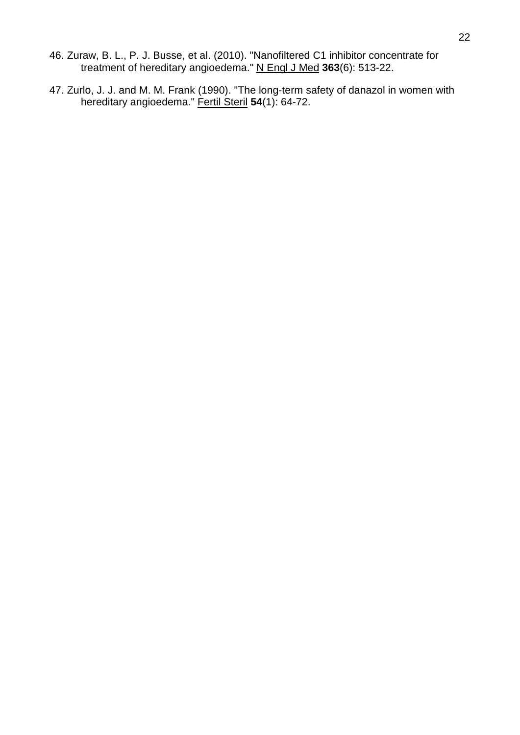46. Zuraw, B. L., P. J. Busse, et al. (2010). "Nanofiltered C1 inhibitor concentrate for treatment of hereditary angioedema." N Engl J Med **363**(6): 513-22.

47. Zurlo, J. J. and M. M. Frank (1990). "The long-term safety of danazol in women with hereditary angioedema." Fertil Steril **54**(1): 64-72.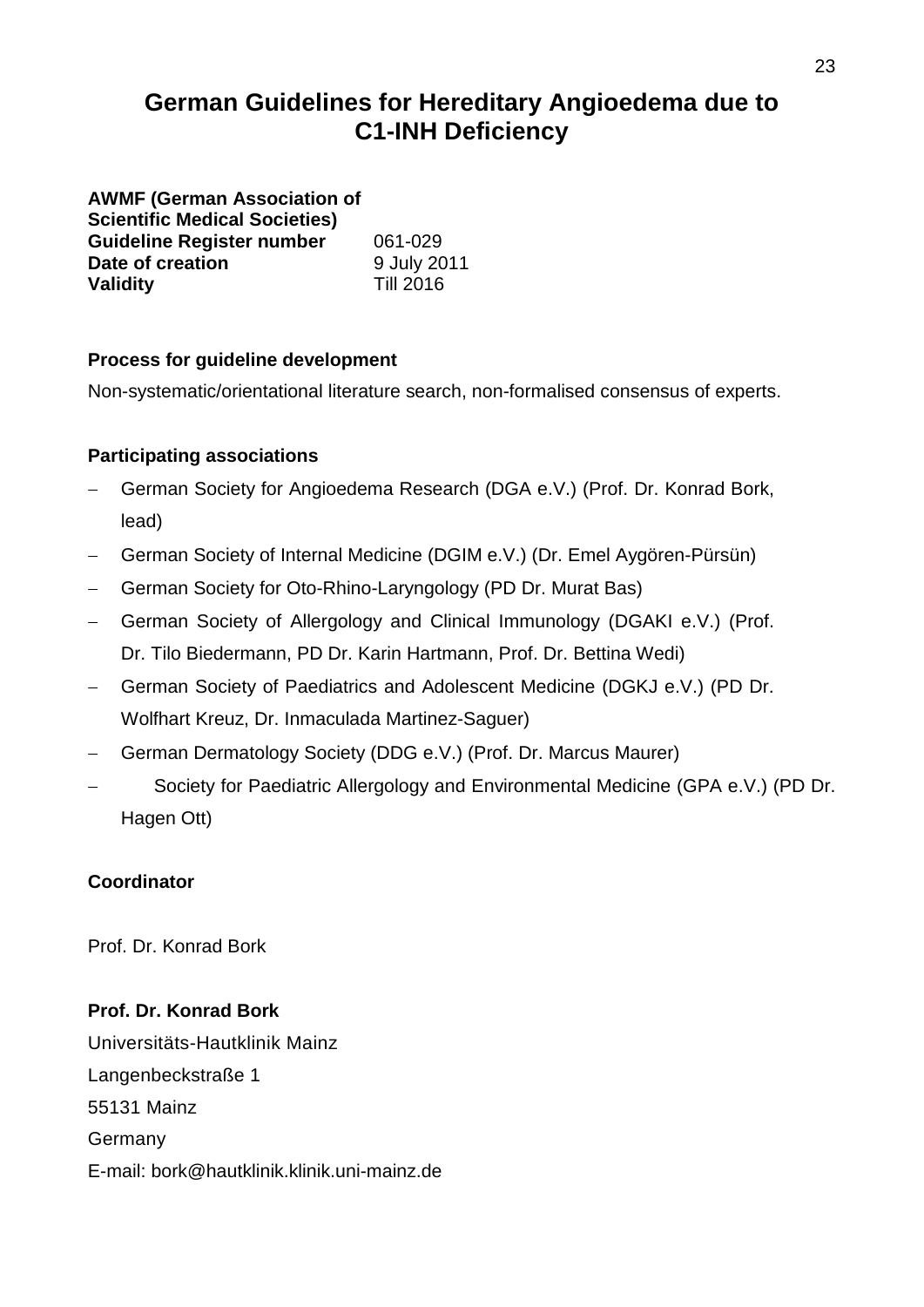# German Guidelines for Hereditary Angioedema due to C1-INH Deficiency

**AWMF (German Association of Scientific Medical Societies)**

| | |
|---|---|
| **Guideline Register number** | 061-029 |
| **Date of creation** | 9 July 2011 |
| **Validity** | Till 2016 |

**Process for guideline development**

Non-systematic/orientational literature search, non-formalised consensus of experts.

**Participating associations**

- German Society for Angioedema Research (DGA e.V.) (Prof. Dr. Konrad Bork, lead)
- German Society of Internal Medicine (DGIM e.V.) (Dr. Emel Aygören-Pürsün)
- German Society for Oto-Rhino-Laryngology (PD Dr. Murat Bas)
- German Society of Allergology and Clinical Immunology (DGAKI e.V.) (Prof. Dr. Tilo Biedermann, PD Dr. Karin Hartmann, Prof. Dr. Bettina Wedi)
- German Society of Paediatrics and Adolescent Medicine (DGKJ e.V.) (PD Dr. Wolfhart Kreuz, Dr. Inmaculada Martinez-Saguer)
- German Dermatology Society (DDG e.V.) (Prof. Dr. Marcus Maurer)
- Society for Paediatric Allergology and Environmental Medicine (GPA e.V.) (PD Dr. Hagen Ott)

**Coordinator**

Prof. Dr. Konrad Bork

**Prof. Dr. Konrad Bork**

Universitäts-Hautklinik Mainz

Langenbeckstraße 1

55131 Mainz

Germany

E-mail: bork@hautklinik.klinik.uni-mainz.de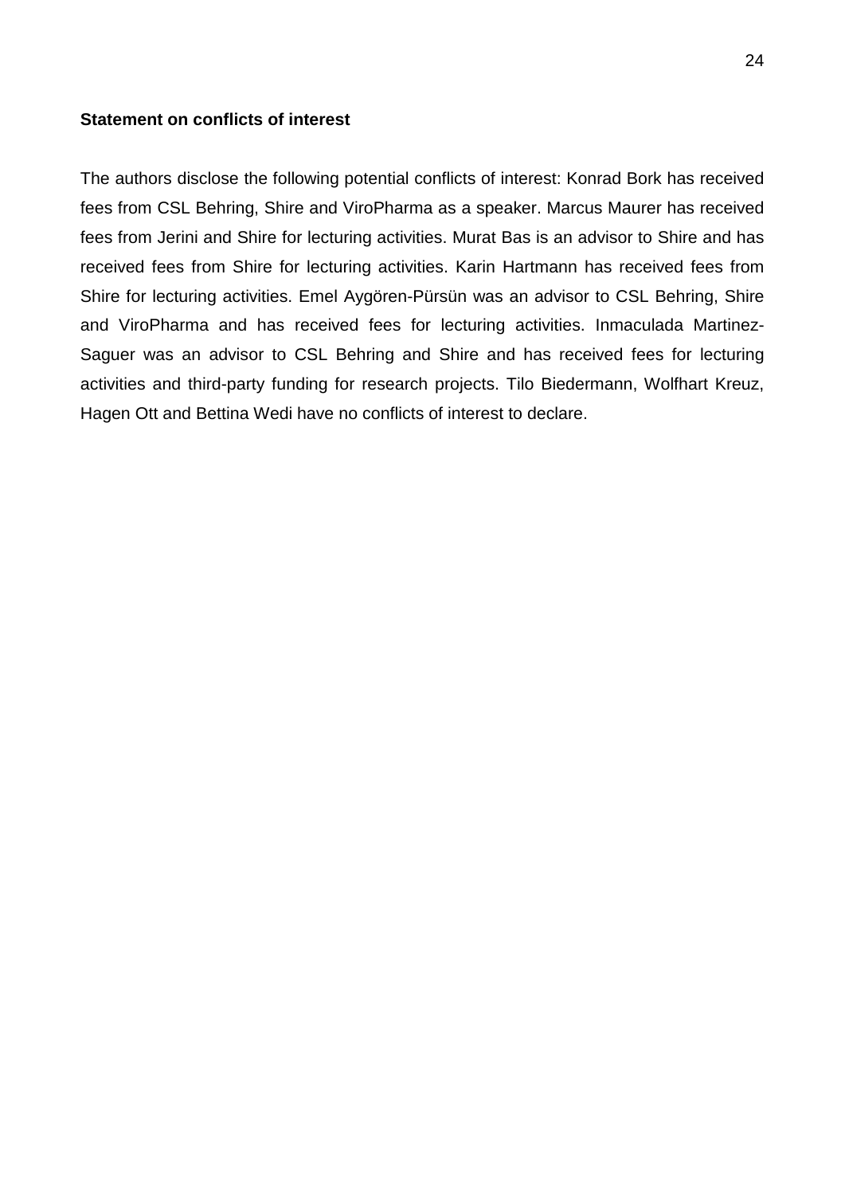**Statement on conflicts of interest**

The authors disclose the following potential conflicts of interest: Konrad Bork has received fees from CSL Behring, Shire and ViroPharma as a speaker. Marcus Maurer has received fees from Jerini and Shire for lecturing activities. Murat Bas is an advisor to Shire and has received fees from Shire for lecturing activities. Karin Hartmann has received fees from Shire for lecturing activities. Emel Aygören-Pürsün was an advisor to CSL Behring, Shire and ViroPharma and has received fees for lecturing activities. Inmaculada Martinez-Saguer was an advisor to CSL Behring and Shire and has received fees for lecturing activities and third-party funding for research projects. Tilo Biedermann, Wolfhart Kreuz, Hagen Ott and Bettina Wedi have no conflicts of interest to declare.